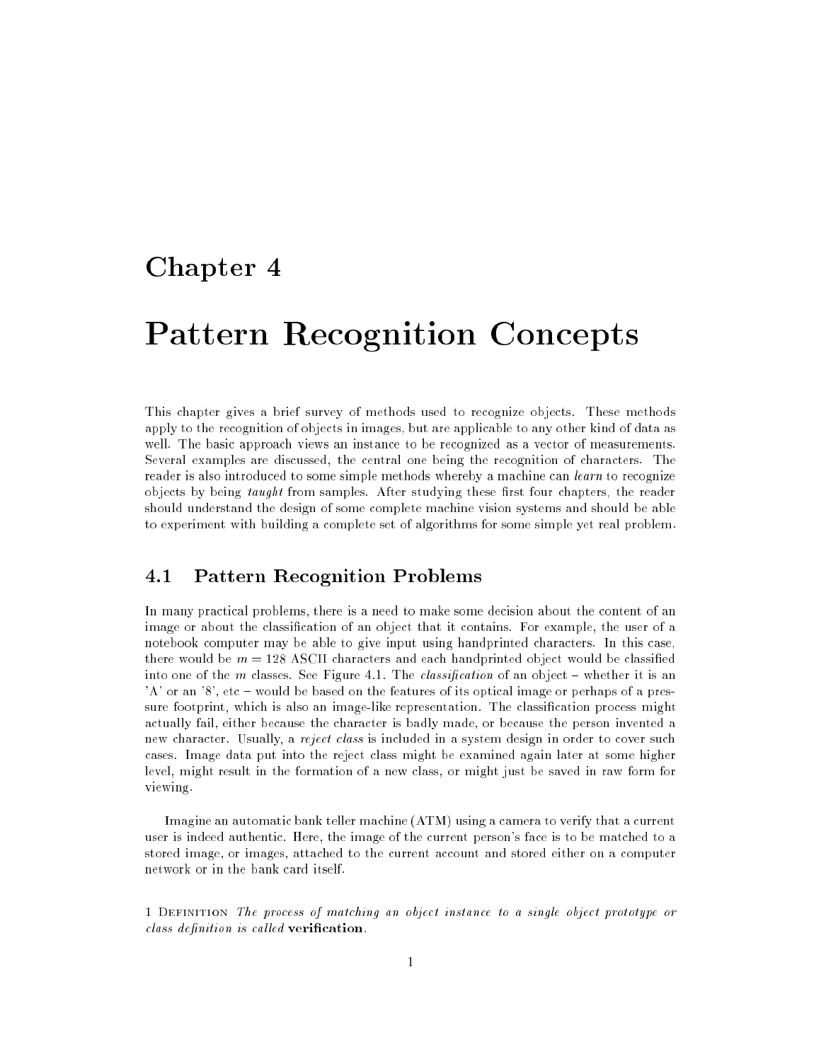# Chapter 4

# Pattern Recognition Concepts

This chapter gives a brief survey of methods used to recognize objects. These methods apply to the recognition of objects in images, but are applicable to any other kind of data as well. The basic approach views an instance to be recognized as a vector of measurements. Several examples are discussed, the central one being the recognition of characters. The reader is also introduced to some simple methods whereby a machine can *learn* to recognize objects by being *taught* from samples. After studying these first four chapters, the reader should understand the design of some complete machine vision systems and should be able to experiment with building a complete set of algorithms for some simple yet real problem.

## 4.1 Pattern Recognition Problems

In many practical problems, there is a need to make some decision about the content of an image or about the classification of an object that it contains. For example, the user of a notebook computer may be able to give input using handprinted characters. In this case, there would be $m = 128$ ASCII characters and each handprinted object would be classified into one of the $m$ classes. See Figure 4.1. The *classification* of an object – whether it is an 'A' or an '8', etc – would be based on the features of its optical image or perhaps of a pressure footprint, which is also an image-like representation. The classification process might actually fail, either because the character is badly made, or because the person invented a new character. Usually, a *reject class* is included in a system design in order to cover such cases. Image data put into the reject class might be examined again later at some higher level, might result in the formation of a new class, or might just be saved in raw form for viewing.

Imagine an automatic bank teller machine (ATM) using a camera to verify that a current user is indeed authentic. Here, the image of the current person's face is to be matched to a stored image, or images, attached to the current account and stored either on a computer network or in the bank card itself.

1 Definition *The process of matching an object instance to a single object prototype or class definition is called* **verification**.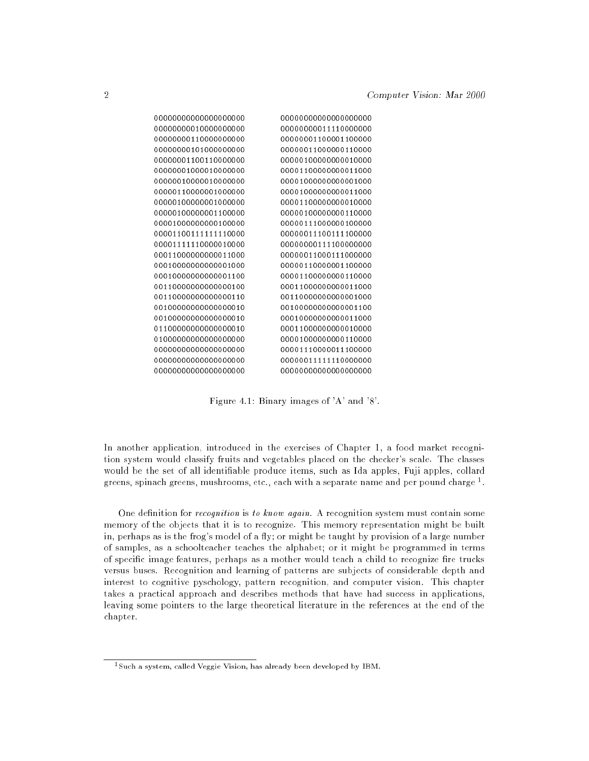```
00000000000000000000    00000000000000000000
00000000010000000000    00000000011110000000
00000000110000000000    00000001100001100000
00000000101000000000    00000011000000110000
00000001100110000000    00000100000000010000
00000001000010000000    00001100000000011000
00000010000010000000    00001000000000001000
00000110000001000000    00001000000000011000
00000100000001000000    00001100000000010000
00000100000001100000    00000100000000110000
00001000000000100000    00000111000000100000
00001100111111110000    00000011100111100000
00001111111000010000    00000000111100000000
00011000000000011000    00000011000111000000
00010000000000001000    00000110000001100000
00010000000000001100    00001100000000110000
00110000000000000100    00011000000000011000
00110000000000000110    00110000000000001000
00100000000000000010    00100000000000001100
00100000000000000010    00010000000000011000
01100000000000000010    00011000000000010000
01000000000000000000    00001000000000110000
00000000000000000000    00001110000011100000
00000000000000000000    00000011111110000000
00000000000000000000    00000000000000000000
```

Figure 4.1: Binary images of 'A' and '8'.

In another application, introduced in the exercises of Chapter 1, a food market recognition system would classify fruits and vegetables placed on the checker's scale. The classes would be the set of all identifiable produce items, such as Ida apples, Fuji apples, collard greens, spinach greens, mushrooms, etc., each with a separate name and per pound charge [1].

One definition for *recognition* is *to know again*. A recognition system must contain some memory of the objects that it is to recognize. This memory representation might be built in, perhaps as is the frog's model of a fly; or might be taught by provision of a large number of samples, as a schoolteacher teaches the alphabet; or it might be programmed in terms of specific image features, perhaps as a mother would teach a child to recognize fire trucks versus buses. Recognition and learning of patterns are subjects of considerable depth and interest to cognitive pyschology, pattern recognition, and computer vision. This chapter takes a practical approach and describes methods that have had success in applications, leaving some pointers to the large theoretical literature in the references at the end of the chapter.

[1] Such a system, called Veggie Vision, has already been developed by IBM.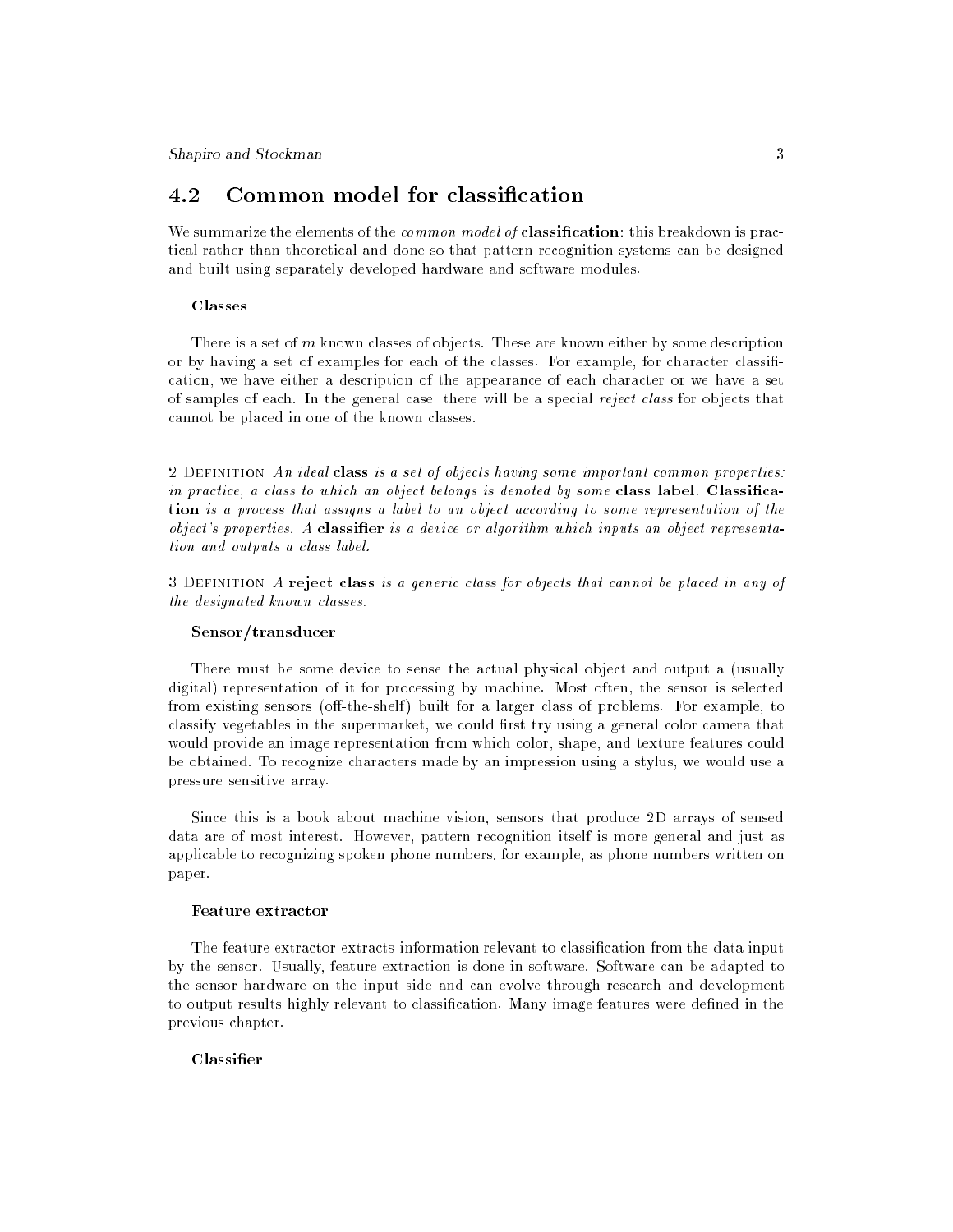## 4.2 Common model for classification

We summarize the elements of the *common model of* **classification**: this breakdown is practical rather than theoretical and done so that pattern recognition systems can be designed and built using separately developed hardware and software modules.

#### Classes

There is a set of $m$ known classes of objects. These are known either by some description or by having a set of examples for each of the classes. For example, for character classification, we have either a description of the appearance of each character or we have a set of samples of each. In the general case, there will be a special *reject class* for objects that cannot be placed in one of the known classes.

2 Definition *An ideal* **class** *is a set of objects having some important common properties: in practice, a class to which an object belongs is denoted by some* **class label**. **Classification** *is a process that assigns a label to an object according to some representation of the object's properties. A* **classifier** *is a device or algorithm which inputs an object representation and outputs a class label.*

3 Definition *A* **reject class** *is a generic class for objects that cannot be placed in any of the designated known classes.*

#### Sensor/transducer

There must be some device to sense the actual physical object and output a (usually digital) representation of it for processing by machine. Most often, the sensor is selected from existing sensors (off-the-shelf) built for a larger class of problems. For example, to classify vegetables in the supermarket, we could first try using a general color camera that would provide an image representation from which color, shape, and texture features could be obtained. To recognize characters made by an impression using a stylus, we would use a pressure sensitive array.

Since this is a book about machine vision, sensors that produce 2D arrays of sensed data are of most interest. However, pattern recognition itself is more general and just as applicable to recognizing spoken phone numbers, for example, as phone numbers written on paper.

#### Feature extractor

The feature extractor extracts information relevant to classification from the data input by the sensor. Usually, feature extraction is done in software. Software can be adapted to the sensor hardware on the input side and can evolve through research and development to output results highly relevant to classification. Many image features were defined in the previous chapter.

#### Classifier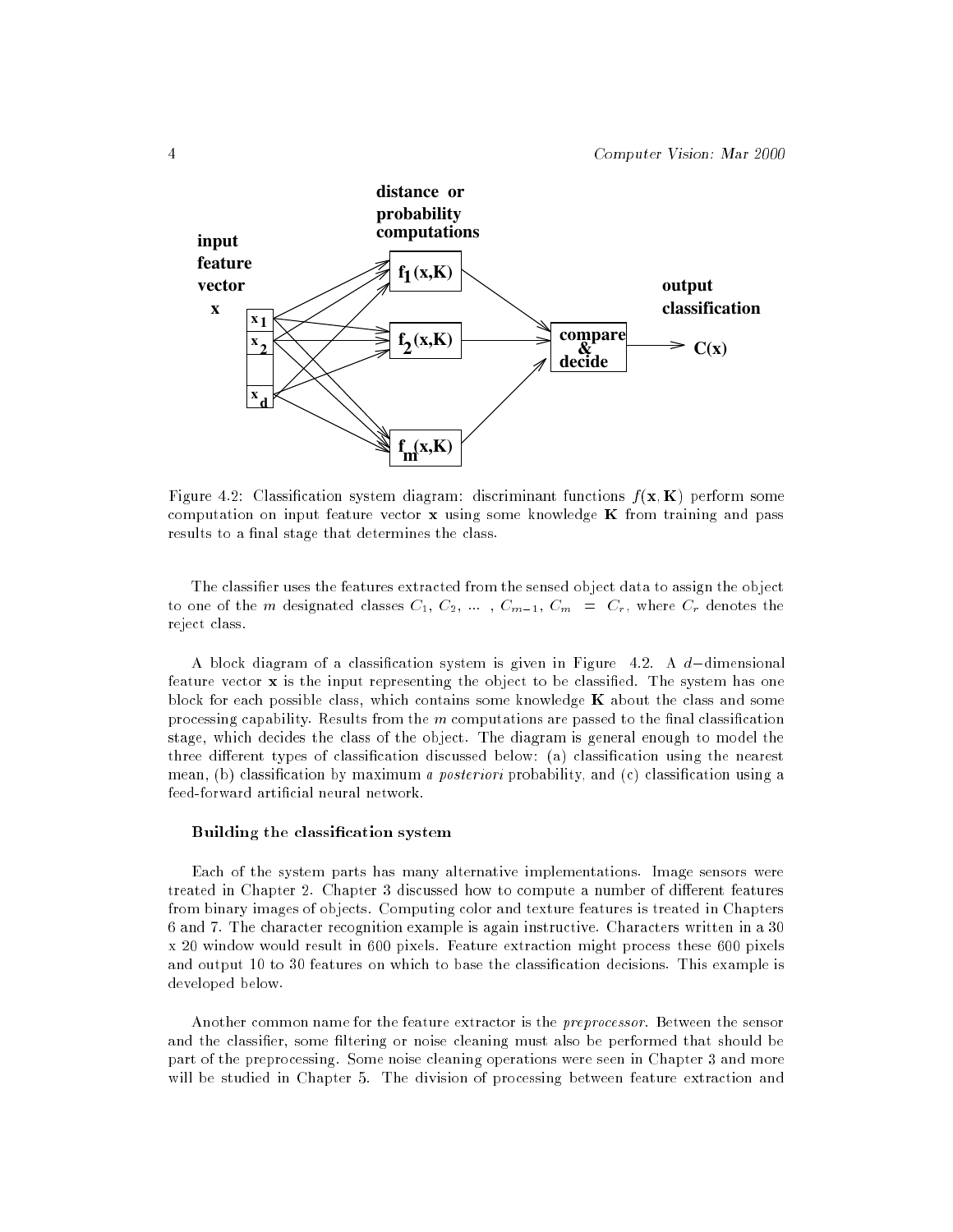Figure 4.2: Classification system diagram: discriminant functions $f(\mathbf{x}, \mathbf{K})$ perform some computation on input feature vector $\mathbf{x}$ using some knowledge $\mathbf{K}$ from training and pass results to a final stage that determines the class.

The classifier uses the features extracted from the sensed object data to assign the object to one of the $m$ designated classes $C_1$, $C_2$, ... , $C_{m-1}$, $C_m = C_r$, where $C_r$ denotes the reject class.

A block diagram of a classification system is given in Figure 4.2. A $d-$dimensional feature vector $\mathbf{x}$ is the input representing the object to be classified. The system has one block for each possible class, which contains some knowledge $\mathbf{K}$ about the class and some processing capability. Results from the $m$ computations are passed to the final classification stage, which decides the class of the object. The diagram is general enough to model the three different types of classification discussed below: (a) classification using the nearest mean, (b) classification by maximum *a posteriori* probability, and (c) classification using a feed-forward artificial neural network.

### Building the classification system

Each of the system parts has many alternative implementations. Image sensors were treated in Chapter 2. Chapter 3 discussed how to compute a number of different features from binary images of objects. Computing color and texture features is treated in Chapters 6 and 7. The character recognition example is again instructive. Characters written in a 30 x 20 window would result in 600 pixels. Feature extraction might process these 600 pixels and output 10 to 30 features on which to base the classification decisions. This example is developed below.

Another common name for the feature extractor is the *preprocessor*. Between the sensor and the classifier, some filtering or noise cleaning must also be performed that should be part of the preprocessing. Some noise cleaning operations were seen in Chapter 3 and more will be studied in Chapter 5. The division of processing between feature extraction and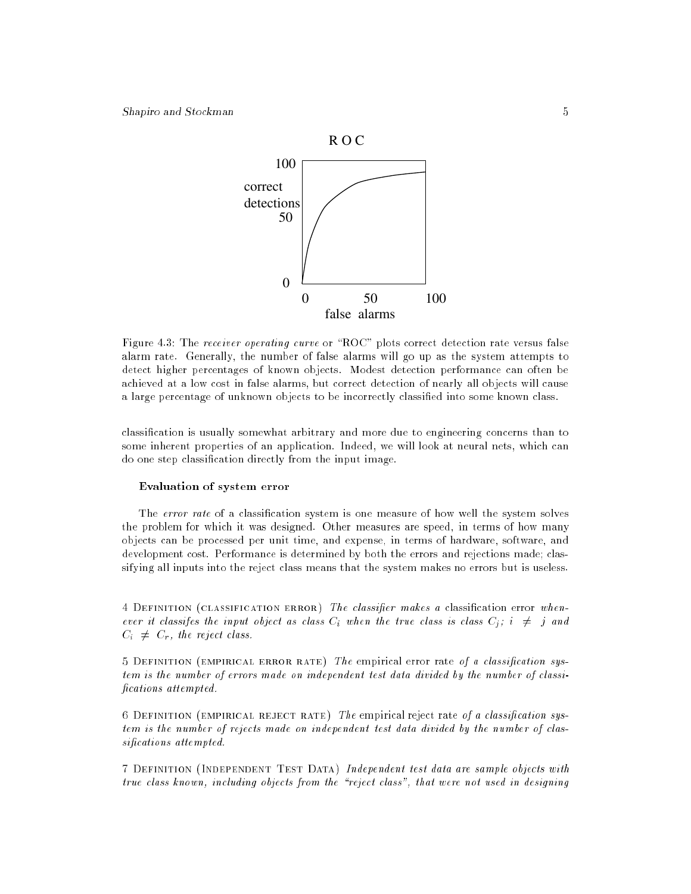Figure 4.3: The *receiver operating curve* or "ROC" plots correct detection rate versus false alarm rate. Generally, the number of false alarms will go up as the system attempts to detect higher percentages of known objects. Modest detection performance can often be achieved at a low cost in false alarms, but correct detection of nearly all objects will cause a large percentage of unknown objects to be incorrectly classified into some known class.

classification is usually somewhat arbitrary and more due to engineering concerns than to some inherent properties of an application. Indeed, we will look at neural nets, which can do one step classification directly from the input image.

**Evaluation of system error**

The *error rate* of a classification system is one measure of how well the system solves the problem for which it was designed. Other measures are speed, in terms of how many objects can be processed per unit time, and expense, in terms of hardware, software, and development cost. Performance is determined by both the errors and rejections made; classifying all inputs into the reject class means that the system makes no errors but is useless.

4 Definition (classification error) *The classifier makes a* classification error *whenever it classifes the input object as class $C_i$ when the true class is class $C_j$; $i \neq j$ and $C_i \neq C_r$, the reject class.*

5 Definition (empirical error rate) *The* empirical error rate *of a classification system is the number of errors made on independent test data divided by the number of classifications attempted.*

6 Definition (empirical reject rate) *The* empirical reject rate *of a classification system is the number of rejects made on independent test data divided by the number of classifications attempted.*

7 Definition (Independent Test Data) *Independent test data are sample objects with true class known, including objects from the "reject class", that were not used in designing*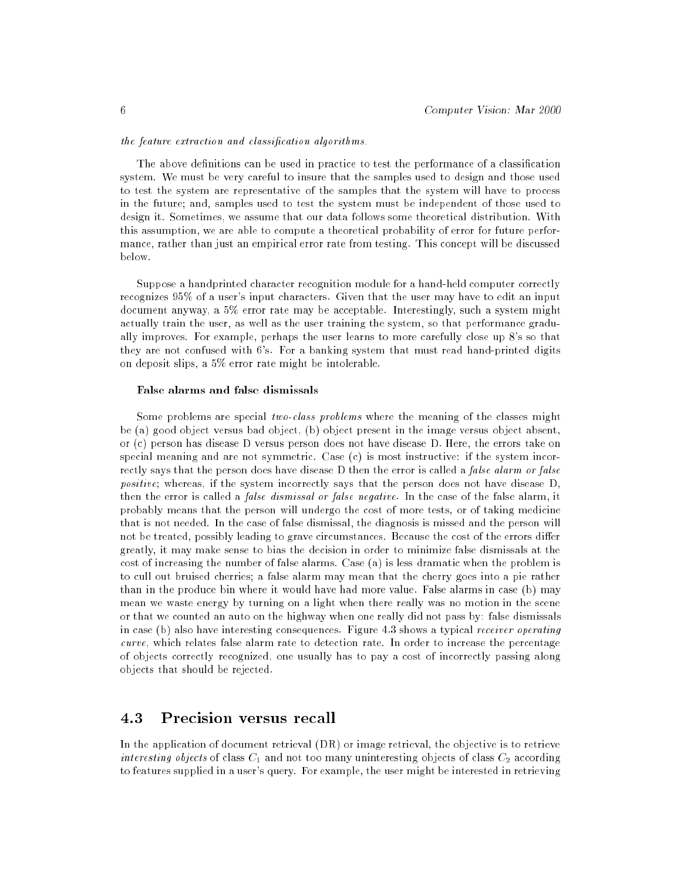*the feature extraction and classification algorithms.*

The above definitions can be used in practice to test the performance of a classification system. We must be very careful to insure that the samples used to design and those used to test the system are representative of the samples that the system will have to process in the future; and, samples used to test the system must be independent of those used to design it. Sometimes, we assume that our data follows some theoretical distribution. With this assumption, we are able to compute a theoretical probability of error for future performance, rather than just an empirical error rate from testing. This concept will be discussed below.

Suppose a handprinted character recognition module for a hand-held computer correctly recognizes 95% of a user's input characters. Given that the user may have to edit an input document anyway, a 5% error rate may be acceptable. Interestingly, such a system might actually train the user, as well as the user training the system, so that performance gradually improves. For example, perhaps the user learns to more carefully close up 8's so that they are not confused with 6's. For a banking system that must read hand-printed digits on deposit slips, a 5% error rate might be intolerable.

#### False alarms and false dismissals

Some problems are special *two-class problems* where the meaning of the classes might be (a) good object versus bad object, (b) object present in the image versus object absent, or (c) person has disease D versus person does not have disease D. Here, the errors take on special meaning and are not symmetric. Case (c) is most instructive: if the system incorrectly says that the person does have disease D then the error is called a *false alarm or false positive*; whereas, if the system incorrectly says that the person does not have disease D, then the error is called a *false dismissal or false negative*. In the case of the false alarm, it probably means that the person will undergo the cost of more tests, or of taking medicine that is not needed. In the case of false dismissal, the diagnosis is missed and the person will not be treated, possibly leading to grave circumstances. Because the cost of the errors differ greatly, it may make sense to bias the decision in order to minimize false dismissals at the cost of increasing the number of false alarms. Case (a) is less dramatic when the problem is to cull out bruised cherries; a false alarm may mean that the cherry goes into a pie rather than in the produce bin where it would have had more value. False alarms in case (b) may mean we waste energy by turning on a light when there really was no motion in the scene or that we counted an auto on the highway when one really did not pass by: false dismissals in case (b) also have interesting consequences. Figure 4.3 shows a typical *receiver operating curve*, which relates false alarm rate to detection rate. In order to increase the percentage of objects correctly recognized, one usually has to pay a cost of incorrectly passing along objects that should be rejected.

## 4.3 Precision versus recall

In the application of document retrieval (DR) or image retrieval, the objective is to retrieve *interesting objects* of class $C_1$ and not too many uninteresting objects of class $C_2$ according to features supplied in a user's query. For example, the user might be interested in retrieving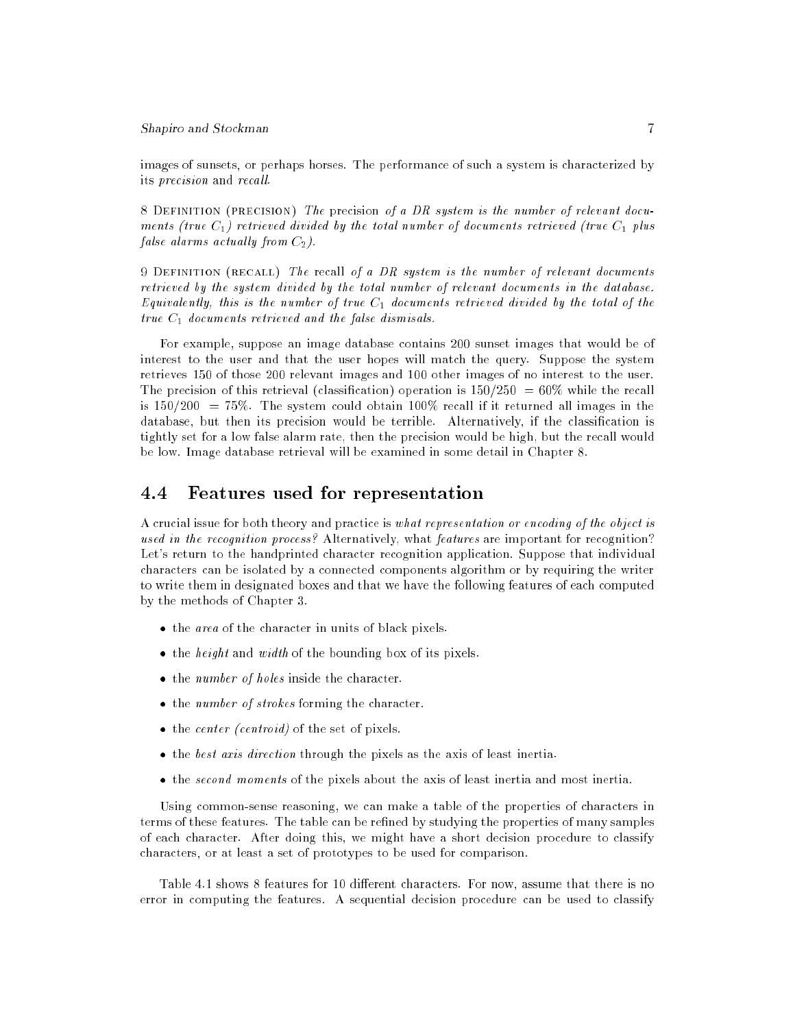images of sunsets, or perhaps horses. The performance of such a system is characterized by its *precision* and *recall*.

8 Definition (precision) *The* precision *of a DR system is the number of relevant documents (true $C_1$) retrieved divided by the total number of documents retrieved (true $C_1$ plus false alarms actually from $C_2$).*

9 Definition (recall) *The* recall *of a DR system is the number of relevant documents retrieved by the system divided by the total number of relevant documents in the database. Equivalently, this is the number of true $C_1$ documents retrieved divided by the total of the true $C_1$ documents retrieved and the false dismisals.*

For example, suppose an image database contains 200 sunset images that would be of interest to the user and that the user hopes will match the query. Suppose the system retrieves 150 of those 200 relevant images and 100 other images of no interest to the user. The precision of this retrieval (classification) operation is $150/250 = 60\%$ while the recall is $150/200 = 75\%$. The system could obtain 100% recall if it returned all images in the database, but then its precision would be terrible. Alternatively, if the classification is tightly set for a low false alarm rate, then the precision would be high, but the recall would be low. Image database retrieval will be examined in some detail in Chapter 8.

## 4.4 Features used for representation

A crucial issue for both theory and practice is *what representation or encoding of the object is used in the recognition process?* Alternatively, what *features* are important for recognition? Let's return to the handprinted character recognition application. Suppose that individual characters can be isolated by a connected components algorithm or by requiring the writer to write them in designated boxes and that we have the following features of each computed by the methods of Chapter 3.

- the *area* of the character in units of black pixels.
- the *height* and *width* of the bounding box of its pixels.
- the *number of holes* inside the character.
- the *number of strokes* forming the character.
- the *center (centroid)* of the set of pixels.
- the *best axis direction* through the pixels as the axis of least inertia.
- the *second moments* of the pixels about the axis of least inertia and most inertia.

Using common-sense reasoning, we can make a table of the properties of characters in terms of these features. The table can be refined by studying the properties of many samples of each character. After doing this, we might have a short decision procedure to classify characters, or at least a set of prototypes to be used for comparison.

Table 4.1 shows 8 features for 10 different characters. For now, assume that there is no error in computing the features. A sequential decision procedure can be used to classify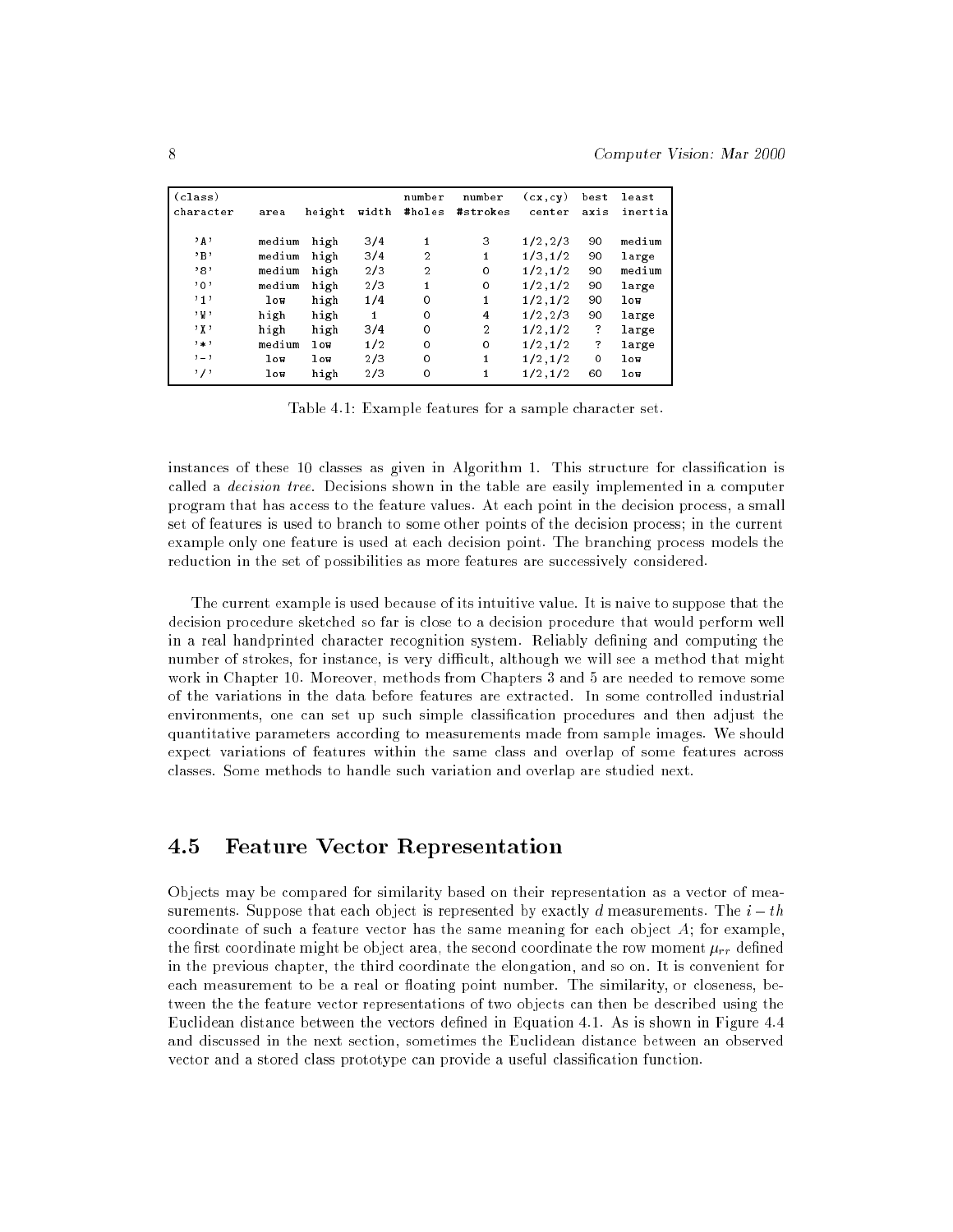| (class) character | area | height | width | number #holes | number #strokes | (cx,cy) center | best axis | least inertia |
|---|---|---|---|---|---|---|---|---|
| 'A' | medium | high | 3/4 | 1 | 3 | 1/2,2/3 | 90 | medium |
| 'B' | medium | high | 3/4 | 2 | 1 | 1/3,1/2 | 90 | large |
| '8' | medium | high | 2/3 | 2 | 0 | 1/2,1/2 | 90 | medium |
| '0' | medium | high | 2/3 | 1 | 0 | 1/2,1/2 | 90 | large |
| '1' | low | high | 1/4 | 0 | 1 | 1/2,1/2 | 90 | low |
| 'W' | high | high | 1 | 0 | 4 | 1/2,2/3 | 90 | large |
| 'X' | high | high | 3/4 | 0 | 2 | 1/2,1/2 | ? | large |
| '*' | medium | low | 1/2 | 0 | 0 | 1/2,1/2 | ? | large |
| '-' | low | low | 2/3 | 0 | 1 | 1/2,1/2 | 0 | low |
| '/' | low | high | 2/3 | 0 | 1 | 1/2,1/2 | 60 | low |

Table 4.1: Example features for a sample character set.

instances of these 10 classes as given in Algorithm 1. This structure for classification is called a *decision tree*. Decisions shown in the table are easily implemented in a computer program that has access to the feature values. At each point in the decision process, a small set of features is used to branch to some other points of the decision process; in the current example only one feature is used at each decision point. The branching process models the reduction in the set of possibilities as more features are successively considered.

The current example is used because of its intuitive value. It is naive to suppose that the decision procedure sketched so far is close to a decision procedure that would perform well in a real handprinted character recognition system. Reliably defining and computing the number of strokes, for instance, is very difficult, although we will see a method that might work in Chapter 10. Moreover, methods from Chapters 3 and 5 are needed to remove some of the variations in the data before features are extracted. In some controlled industrial environments, one can set up such simple classification procedures and then adjust the quantitative parameters according to measurements made from sample images. We should expect variations of features within the same class and overlap of some features across classes. Some methods to handle such variation and overlap are studied next.

## 4.5 Feature Vector Representation

Objects may be compared for similarity based on their representation as a vector of measurements. Suppose that each object is represented by exactly $d$ measurements. The $i-th$ coordinate of such a feature vector has the same meaning for each object $A$; for example, the first coordinate might be object area, the second coordinate the row moment $\mu_{rr}$ defined in the previous chapter, the third coordinate the elongation, and so on. It is convenient for each measurement to be a real or floating point number. The similarity, or closeness, between the the feature vector representations of two objects can then be described using the Euclidean distance between the vectors defined in Equation 4.1. As is shown in Figure 4.4 and discussed in the next section, sometimes the Euclidean distance between an observed vector and a stored class prototype can provide a useful classification function.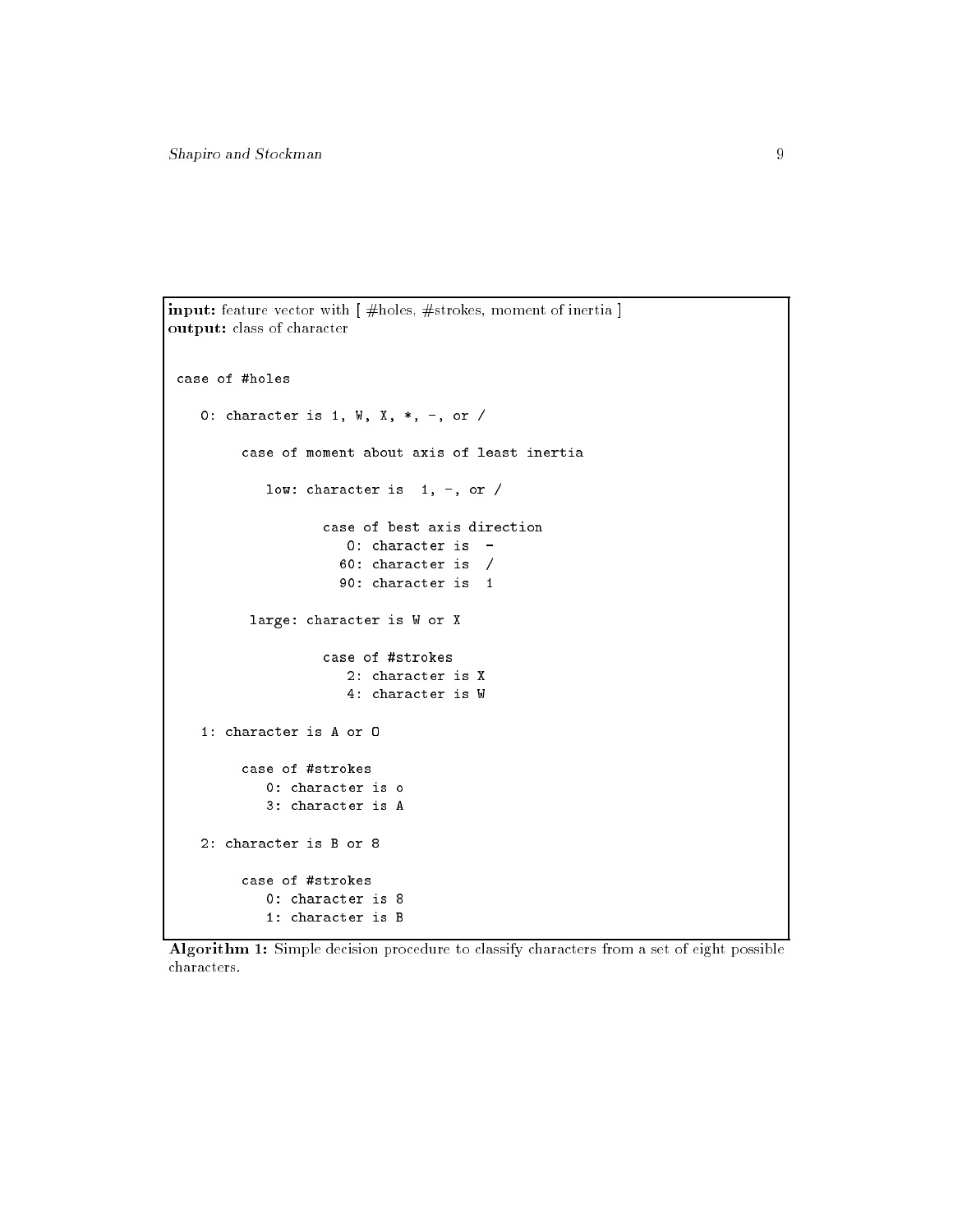**input:** feature vector with [ #holes, #strokes, moment of inertia ]
**output:** class of character

```
 case of #holes

    0: character is 1, W, X, *, -, or /

         case of moment about axis of least inertia

            low: character is  1, -, or /

                   case of best axis direction
                      0: character is  -
                     60: character is  /
                     90: character is  1

          large: character is W or X

                   case of #strokes
                      2: character is X
                      4: character is W

    1: character is A or O

         case of #strokes
            0: character is o
            3: character is A

    2: character is B or 8

         case of #strokes
            0: character is 8
            1: character is B
```

**Algorithm 1:** Simple decision procedure to classify characters from a set of eight possible characters.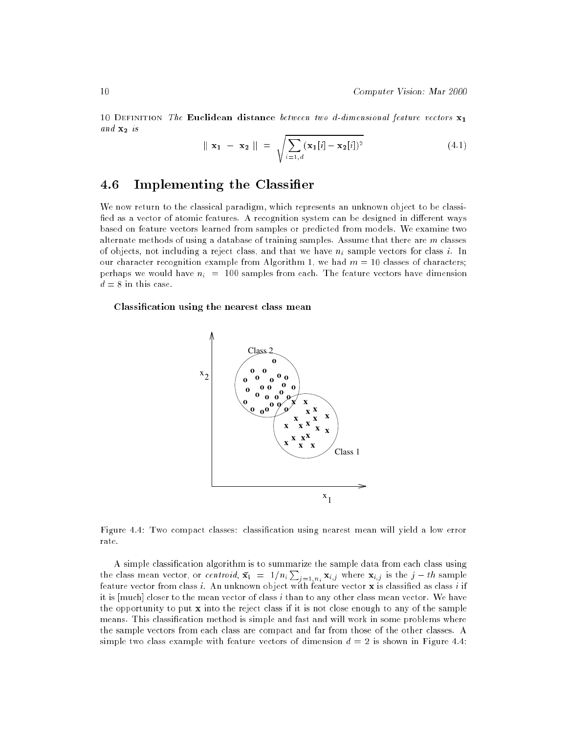10 DEFINITION *The* **Euclidean distance** *between two d-dimensional feature vectors* $\mathbf{x_1}$ *and* $\mathbf{x_2}$ *is*

$$\| \mathbf{x_1} - \mathbf{x_2} \| = \sqrt{\sum_{i=1,d} (\mathbf{x_1}[i] - \mathbf{x_2}[i])^2} \tag{4.1}$$

## 4.6 Implementing the Classifier

We now return to the classical paradigm, which represents an unknown object to be classified as a vector of atomic features. A recognition system can be designed in different ways based on feature vectors learned from samples or predicted from models. We examine two alternate methods of using a database of training samples. Assume that there are $m$ classes of objects, not including a reject class, and that we have $n_i$ sample vectors for class $i$. In our character recognition example from Algorithm 1, we had $m = 10$ classes of characters; perhaps we would have $n_i = 100$ samples from each. The feature vectors have dimension $d = 8$ in this case.

### Classification using the nearest class mean

Figure 4.4: Two compact classes: classification using nearest mean will yield a low error rate.

A simple classification algorithm is to summarize the sample data from each class using the class mean vector, or *centroid*, $\bar{\mathbf{x}}_{\mathbf{i}} = 1/n_i \sum_{j=1,n_i} \mathbf{x}_{i,j}$ where $\mathbf{x}_{i,j}$ is the $j-th$ sample feature vector from class $i$. An unknown object with feature vector $\mathbf{x}$ is classified as class $i$ if it is [much] closer to the mean vector of class $i$ than to any other class mean vector. We have the opportunity to put $\mathbf{x}$ into the reject class if it is not close enough to any of the sample means. This classification method is simple and fast and will work in some problems where the sample vectors from each class are compact and far from those of the other classes. A simple two class example with feature vectors of dimension $d = 2$ is shown in Figure 4.4: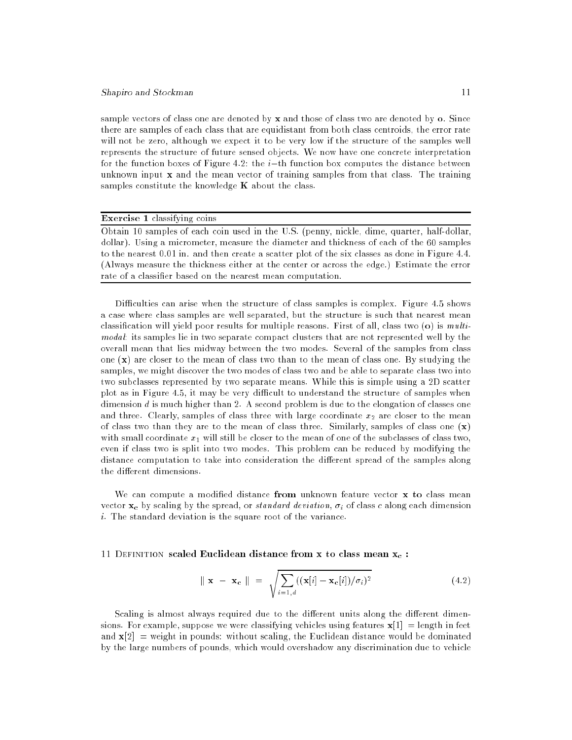sample vectors of class one are denoted by **x** and those of class two are denoted by **o**. Since there are samples of each class that are equidistant from both class centroids, the error rate will not be zero, although we expect it to be very low if the structure of the samples well represents the structure of future sensed objects. We now have one concrete interpretation for the function boxes of Figure 4.2: the $i$−th function box computes the distance between unknown input **x** and the mean vector of training samples from that class. The training samples constitute the knowledge **K** about the class.

---

**Exercise 1** classifying coins

Obtain 10 samples of each coin used in the U.S. (penny, nickle, dime, quarter, half-dollar, dollar). Using a micrometer, measure the diameter and thickness of each of the 60 samples to the nearest 0.01 in. and then create a scatter plot of the six classes as done in Figure 4.4. (Always measure the thickness either at the center or across the edge.) Estimate the error rate of a classifier based on the nearest mean computation.

---

Difficulties can arise when the structure of class samples is complex. Figure 4.5 shows a case where class samples are well separated, but the structure is such that nearest mean classification will yield poor results for multiple reasons. First of all, class two (**o**) is *multi-modal*: its samples lie in two separate compact clusters that are not represented well by the overall mean that lies midway between the two modes. Several of the samples from class one (**x**) are closer to the mean of class two than to the mean of class one. By studying the samples, we might discover the two modes of class two and be able to separate class two into two subclasses represented by two separate means. While this is simple using a 2D scatter plot as in Figure 4.5, it may be very difficult to understand the structure of samples when dimension $d$ is much higher than 2. A second problem is due to the elongation of classes one and three. Clearly, samples of class three with large coordinate $x_2$ are closer to the mean of class two than they are to the mean of class three. Similarly, samples of class one (**x**) with small coordinate $x_1$ will still be closer to the mean of one of the subclasses of class two, even if class two is split into two modes. This problem can be reduced by modifying the distance computation to take into consideration the different spread of the samples along the different dimensions.

We can compute a modified distance **from** unknown feature vector **x to** class mean vector $\mathbf{x_c}$ by scaling by the spread, or *standard deviation*, $\sigma_i$ of class $c$ along each dimension $i$. The standard deviation is the square root of the variance.

11 Definition **scaled Euclidean distance from x to class mean $\mathbf{x_c}$ :**

$$\parallel \mathbf{x} \; - \; \mathbf{x_c} \parallel \; = \; \sqrt{\sum_{i=1,d} ((\mathbf{x}[i] - \mathbf{x_c}[i])/\sigma_i)^2} \tag{4.2}$$

Scaling is almost always required due to the different units along the different dimensions. For example, suppose we were classifying vehicles using features $\mathbf{x}[1]$ = length in feet and $\mathbf{x}[2]$ = weight in pounds: without scaling, the Euclidean distance would be dominated by the large numbers of pounds, which would overshadow any discrimination due to vehicle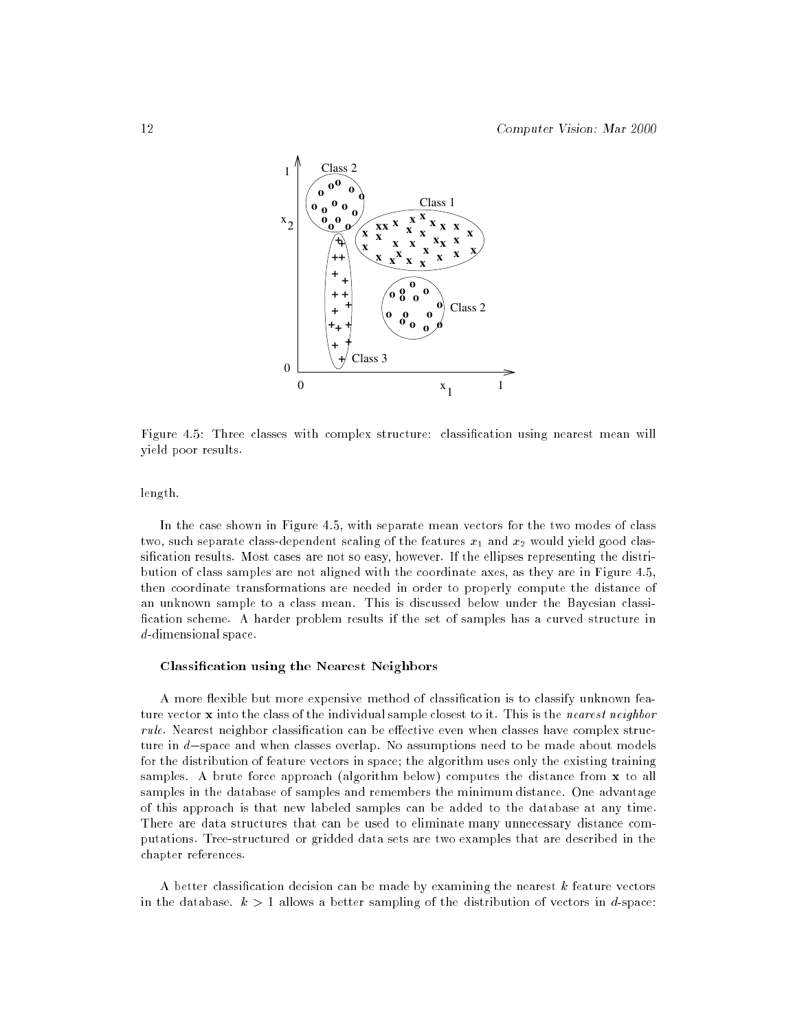Figure 4.5: Three classes with complex structure: classification using nearest mean will yield poor results.

length.

In the case shown in Figure 4.5, with separate mean vectors for the two modes of class two, such separate class-dependent scaling of the features $x_1$ and $x_2$ would yield good classification results. Most cases are not so easy, however. If the ellipses representing the distribution of class samples are not aligned with the coordinate axes, as they are in Figure 4.5, then coordinate transformations are needed in order to properly compute the distance of an unknown sample to a class mean. This is discussed below under the Bayesian classification scheme. A harder problem results if the set of samples has a curved structure in $d$-dimensional space.

### Classification using the Nearest Neighbors

A more flexible but more expensive method of classification is to classify unknown feature vector $\mathbf{x}$ into the class of the individual sample closest to it. This is the *nearest neighbor rule*. Nearest neighbor classification can be effective even when classes have complex structure in $d-$space and when classes overlap. No assumptions need to be made about models for the distribution of feature vectors in space; the algorithm uses only the existing training samples. A brute force approach (algorithm below) computes the distance from $\mathbf{x}$ to all samples in the database of samples and remembers the minimum distance. One advantage of this approach is that new labeled samples can be added to the database at any time. There are data structures that can be used to eliminate many unnecessary distance computations. Tree-structured or gridded data sets are two examples that are described in the chapter references.

A better classification decision can be made by examining the nearest $k$ feature vectors in the database. $k > 1$ allows a better sampling of the distribution of vectors in $d$-space: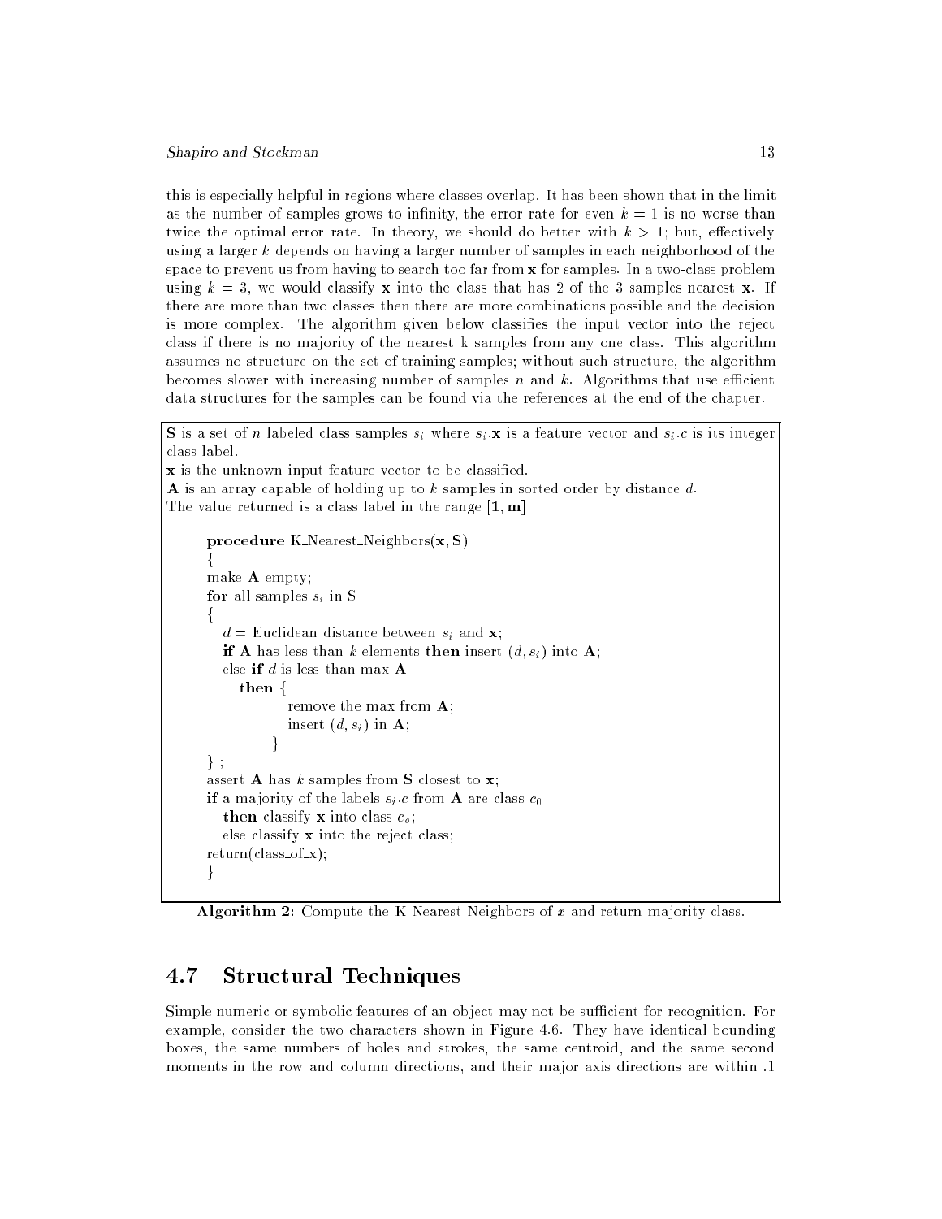this is especially helpful in regions where classes overlap. It has been shown that in the limit as the number of samples grows to infinity, the error rate for even $k = 1$ is no worse than twice the optimal error rate. In theory, we should do better with $k > 1$; but, effectively using a larger $k$ depends on having a larger number of samples in each neighborhood of the space to prevent us from having to search too far from $\mathbf{x}$ for samples. In a two-class problem using $k = 3$, we would classify $\mathbf{x}$ into the class that has 2 of the 3 samples nearest $\mathbf{x}$. If there are more than two classes then there are more combinations possible and the decision is more complex. The algorithm given below classifies the input vector into the reject class if there is no majority of the nearest k samples from any one class. This algorithm assumes no structure on the set of training samples; without such structure, the algorithm becomes slower with increasing number of samples $n$ and $k$. Algorithms that use efficient data structures for the samples can be found via the references at the end of the chapter.

**S** is a set of $n$ labeled class samples $s_i$ where $s_i.\mathbf{x}$ is a feature vector and $s_i.c$ is its integer class label.
**x** is the unknown input feature vector to be classified.
**A** is an array capable of holding up to $k$ samples in sorted order by distance $d$.
The value returned is a class label in the range $[\mathbf{1}, \mathbf{m}]$

```
procedure K_Nearest_Neighbors(x, S)
{
make A empty;
for all samples s_i in S
{
   d = Euclidean distance between s_i and x;
   if A has less than k elements then insert (d, s_i) into A;
   else if d is less than max A
      then {
              remove the max from A;
              insert (d, s_i) in A;
           }
} ;
assert A has k samples from S closest to x;
if a majority of the labels s_i.c from A are class c_0
   then classify x into class c_o;
   else classify x into the reject class;
return(class_of_x);
}
```

**Algorithm 2:** Compute the K-Nearest Neighbors of $x$ and return majority class.

## 4.7 Structural Techniques

Simple numeric or symbolic features of an object may not be sufficient for recognition. For example, consider the two characters shown in Figure 4.6. They have identical bounding boxes, the same numbers of holes and strokes, the same centroid, and the same second moments in the row and column directions, and their major axis directions are within .1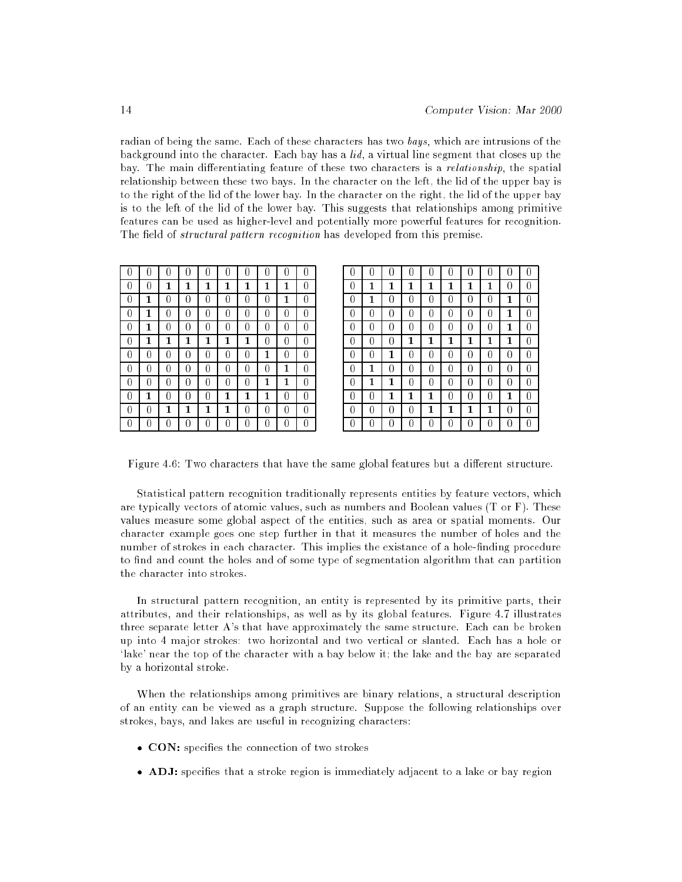radian of being the same. Each of these characters has two *bays*, which are intrusions of the background into the character. Each bay has a *lid*, a virtual line segment that closes up the bay. The main differentiating feature of these two characters is a *relationship*, the spatial relationship between these two bays. In the character on the left, the lid of the upper bay is to the right of the lid of the lower bay. In the character on the right, the lid of the upper bay is to the left of the lid of the lower bay. This suggests that relationships among primitive features can be used as higher-level and potentially more powerful features for recognition. The field of *structural pattern recognition* has developed from this premise.

| 0 | 0 | 0 | 0 | 0 | 0 | 0 | 0 | 0 | 0 |
|---|---|---|---|---|---|---|---|---|---|
| 0 | 0 | **1** | **1** | **1** | **1** | **1** | **1** | **1** | 0 |
| 0 | **1** | 0 | 0 | 0 | 0 | 0 | 0 | **1** | 0 |
| 0 | **1** | 0 | 0 | 0 | 0 | 0 | 0 | 0 | 0 |
| 0 | **1** | 0 | 0 | 0 | 0 | 0 | 0 | 0 | 0 |
| 0 | **1** | **1** | **1** | **1** | **1** | **1** | 0 | 0 | 0 |
| 0 | 0 | 0 | 0 | 0 | 0 | 0 | **1** | 0 | 0 |
| 0 | 0 | 0 | 0 | 0 | 0 | 0 | 0 | **1** | 0 |
| 0 | 0 | 0 | 0 | 0 | 0 | 0 | **1** | **1** | 0 |
| 0 | **1** | 0 | 0 | 0 | **1** | **1** | **1** | 0 | 0 |
| 0 | 0 | **1** | **1** | **1** | **1** | 0 | 0 | 0 | 0 |
| 0 | 0 | 0 | 0 | 0 | 0 | 0 | 0 | 0 | 0 |

| 0 | 0 | 0 | 0 | 0 | 0 | 0 | 0 | 0 | 0 |
|---|---|---|---|---|---|---|---|---|---|
| 0 | **1** | **1** | **1** | **1** | **1** | **1** | **1** | 0 | 0 |
| 0 | **1** | 0 | 0 | 0 | 0 | 0 | 0 | **1** | 0 |
| 0 | 0 | 0 | 0 | 0 | 0 | 0 | 0 | **1** | 0 |
| 0 | 0 | 0 | 0 | 0 | 0 | 0 | 0 | **1** | 0 |
| 0 | 0 | 0 | **1** | **1** | **1** | **1** | **1** | **1** | 0 |
| 0 | 0 | **1** | 0 | 0 | 0 | 0 | 0 | 0 | 0 |
| 0 | **1** | 0 | 0 | 0 | 0 | 0 | 0 | 0 | 0 |
| 0 | **1** | **1** | 0 | 0 | 0 | 0 | 0 | 0 | 0 |
| 0 | 0 | **1** | **1** | **1** | 0 | 0 | 0 | **1** | 0 |
| 0 | 0 | 0 | 0 | **1** | **1** | **1** | **1** | 0 | 0 |
| 0 | 0 | 0 | 0 | 0 | 0 | 0 | 0 | 0 | 0 |

Figure 4.6: Two characters that have the same global features but a different structure.

Statistical pattern recognition traditionally represents entities by feature vectors, which are typically vectors of atomic values, such as numbers and Boolean values (T or F). These values measure some global aspect of the entities, such as area or spatial moments. Our character example goes one step further in that it measures the number of holes and the number of strokes in each character. This implies the existance of a hole-finding procedure to find and count the holes and of some type of segmentation algorithm that can partition the character into strokes.

In structural pattern recognition, an entity is represented by its primitive parts, their attributes, and their relationships, as well as by its global features. Figure 4.7 illustrates three separate letter A's that have approximately the same structure. Each can be broken up into 4 major strokes: two horizontal and two vertical or slanted. Each has a hole or 'lake' near the top of the character with a bay below it; the lake and the bay are separated by a horizontal stroke.

When the relationships among primitives are binary relations, a structural description of an entity can be viewed as a graph structure. Suppose the following relationships over strokes, bays, and lakes are useful in recognizing characters:

- **CON:** specifies the connection of two strokes
- **ADJ:** specifies that a stroke region is immediately adjacent to a lake or bay region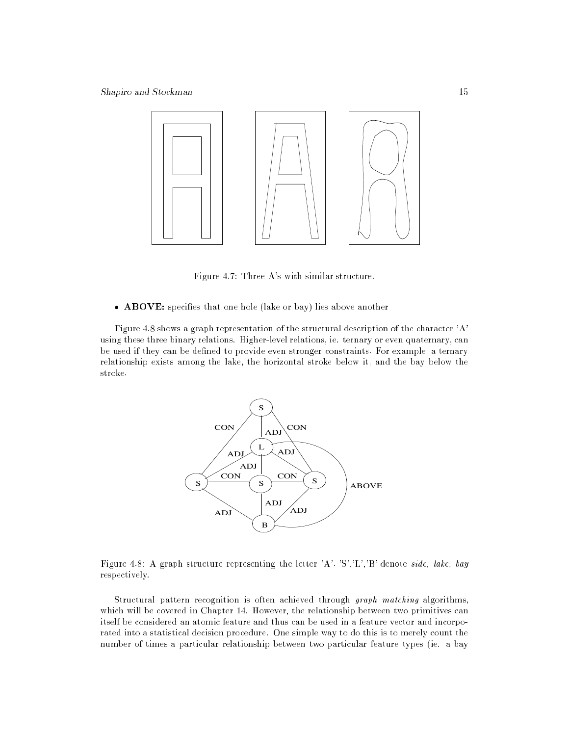Figure 4.7: Three A's with similar structure.

- **ABOVE:** specifies that one hole (lake or bay) lies above another

Figure 4.8 shows a graph representation of the structural description of the character 'A' using these three binary relations. Higher-level relations, ie. ternary or even quaternary, can be used if they can be defined to provide even stronger constraints. For example, a ternary relationship exists among the lake, the horizontal stroke below it, and the bay below the stroke.

Figure 4.8: A graph structure representing the letter 'A'. 'S','L','B' denote *side, lake, bay* respectively.

Structural pattern recognition is often achieved through *graph matching* algorithms, which will be covered in Chapter 14. However, the relationship between two primitives can itself be considered an atomic feature and thus can be used in a feature vector and incorporated into a statistical decision procedure. One simple way to do this is to merely count the number of times a particular relationship between two particular feature types (ie. a bay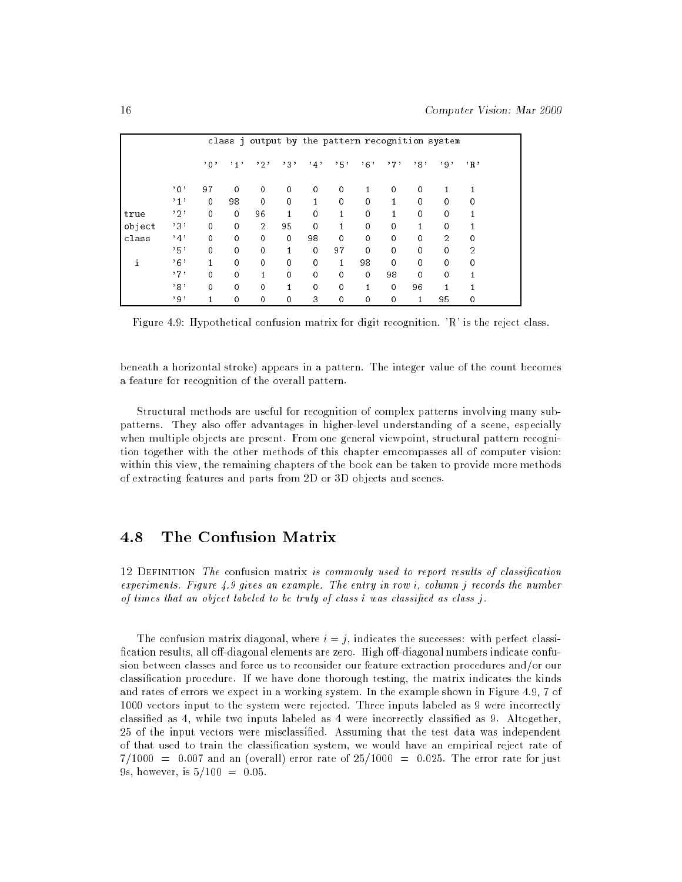| | | class j output by the pattern recognition system | | | | | | | | | | |
|---|---|---|---|---|---|---|---|---|---|---|---|---|
| | | '0' | '1' | '2' | '3' | '4' | '5' | '6' | '7' | '8' | '9' | 'R' |
| | '0' | 97 | 0 | 0 | 0 | 0 | 0 | 1 | 0 | 0 | 1 | 1 |
| | '1' | 0 | 98 | 0 | 0 | 1 | 0 | 0 | 1 | 0 | 0 | 0 |
| true | '2' | 0 | 0 | 96 | 1 | 0 | 1 | 0 | 1 | 0 | 0 | 1 |
| object | '3' | 0 | 0 | 2 | 95 | 0 | 1 | 0 | 0 | 1 | 0 | 1 |
| class | '4' | 0 | 0 | 0 | 0 | 98 | 0 | 0 | 0 | 0 | 2 | 0 |
| | '5' | 0 | 0 | 0 | 1 | 0 | 97 | 0 | 0 | 0 | 0 | 2 |
| i | '6' | 1 | 0 | 0 | 0 | 0 | 1 | 98 | 0 | 0 | 0 | 0 |
| | '7' | 0 | 0 | 1 | 0 | 0 | 0 | 0 | 98 | 0 | 0 | 1 |
| | '8' | 0 | 0 | 0 | 1 | 0 | 0 | 1 | 0 | 96 | 1 | 1 |
| | '9' | 1 | 0 | 0 | 0 | 3 | 0 | 0 | 0 | 1 | 95 | 0 |

Figure 4.9: Hypothetical confusion matrix for digit recognition. 'R' is the reject class.

beneath a horizontal stroke) appears in a pattern. The integer value of the count becomes a feature for recognition of the overall pattern.

Structural methods are useful for recognition of complex patterns involving many subpatterns. They also offer advantages in higher-level understanding of a scene, especially when multiple objects are present. From one general viewpoint, structural pattern recognition together with the other methods of this chapter emcompasses all of computer vision: within this view, the remaining chapters of the book can be taken to provide more methods of extracting features and parts from 2D or 3D objects and scenes.

## 4.8 The Confusion Matrix

12 Definition *The* confusion matrix *is commonly used to report results of classification experiments. Figure 4.9 gives an example. The entry in row i, column j records the number of times that an object labeled to be truly of class i was classified as class j.*

The confusion matrix diagonal, where $i = j$, indicates the successes: with perfect classification results, all off-diagonal elements are zero. High off-diagonal numbers indicate confusion between classes and force us to reconsider our feature extraction procedures and/or our classification procedure. If we have done thorough testing, the matrix indicates the kinds and rates of errors we expect in a working system. In the example shown in Figure 4.9, 7 of 1000 vectors input to the system were rejected. Three inputs labeled as 9 were incorrectly classified as 4, while two inputs labeled as 4 were incorrectly classified as 9. Altogether, 25 of the input vectors were misclassified. Assuming that the test data was independent of that used to train the classification system, we would have an empirical reject rate of $7/1000 = 0.007$ and an (overall) error rate of $25/1000 = 0.025$. The error rate for just 9s, however, is $5/100 = 0.05$.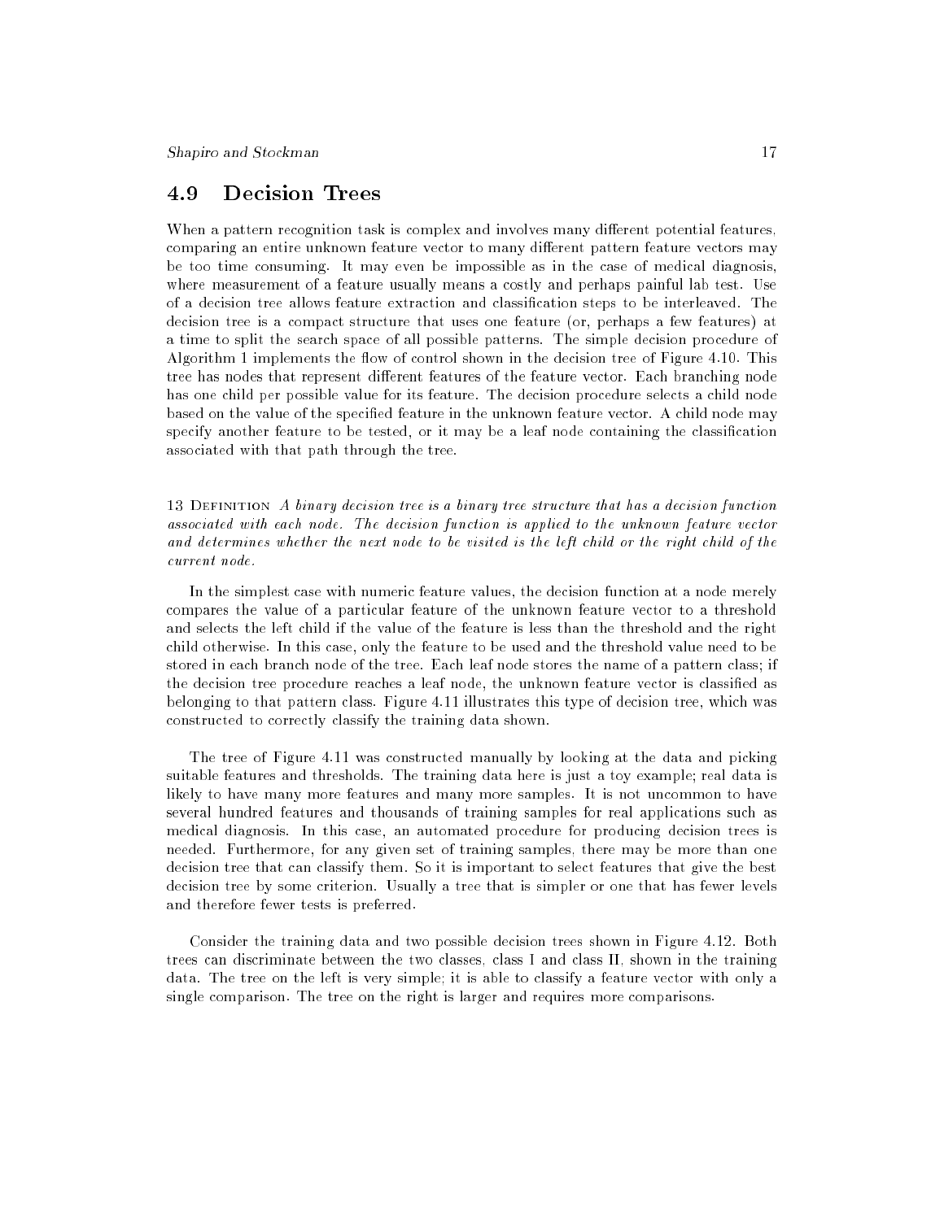## 4.9 Decision Trees

When a pattern recognition task is complex and involves many different potential features, comparing an entire unknown feature vector to many different pattern feature vectors may be too time consuming. It may even be impossible as in the case of medical diagnosis, where measurement of a feature usually means a costly and perhaps painful lab test. Use of a decision tree allows feature extraction and classification steps to be interleaved. The decision tree is a compact structure that uses one feature (or, perhaps a few features) at a time to split the search space of all possible patterns. The simple decision procedure of Algorithm 1 implements the flow of control shown in the decision tree of Figure 4.10. This tree has nodes that represent different features of the feature vector. Each branching node has one child per possible value for its feature. The decision procedure selects a child node based on the value of the specified feature in the unknown feature vector. A child node may specify another feature to be tested, or it may be a leaf node containing the classification associated with that path through the tree.

13 Definition *A binary decision tree is a binary tree structure that has a decision function associated with each node. The decision function is applied to the unknown feature vector and determines whether the next node to be visited is the left child or the right child of the current node.*

In the simplest case with numeric feature values, the decision function at a node merely compares the value of a particular feature of the unknown feature vector to a threshold and selects the left child if the value of the feature is less than the threshold and the right child otherwise. In this case, only the feature to be used and the threshold value need to be stored in each branch node of the tree. Each leaf node stores the name of a pattern class; if the decision tree procedure reaches a leaf node, the unknown feature vector is classified as belonging to that pattern class. Figure 4.11 illustrates this type of decision tree, which was constructed to correctly classify the training data shown.

The tree of Figure 4.11 was constructed manually by looking at the data and picking suitable features and thresholds. The training data here is just a toy example; real data is likely to have many more features and many more samples. It is not uncommon to have several hundred features and thousands of training samples for real applications such as medical diagnosis. In this case, an automated procedure for producing decision trees is needed. Furthermore, for any given set of training samples, there may be more than one decision tree that can classify them. So it is important to select features that give the best decision tree by some criterion. Usually a tree that is simpler or one that has fewer levels and therefore fewer tests is preferred.

Consider the training data and two possible decision trees shown in Figure 4.12. Both trees can discriminate between the two classes, class I and class II, shown in the training data. The tree on the left is very simple; it is able to classify a feature vector with only a single comparison. The tree on the right is larger and requires more comparisons.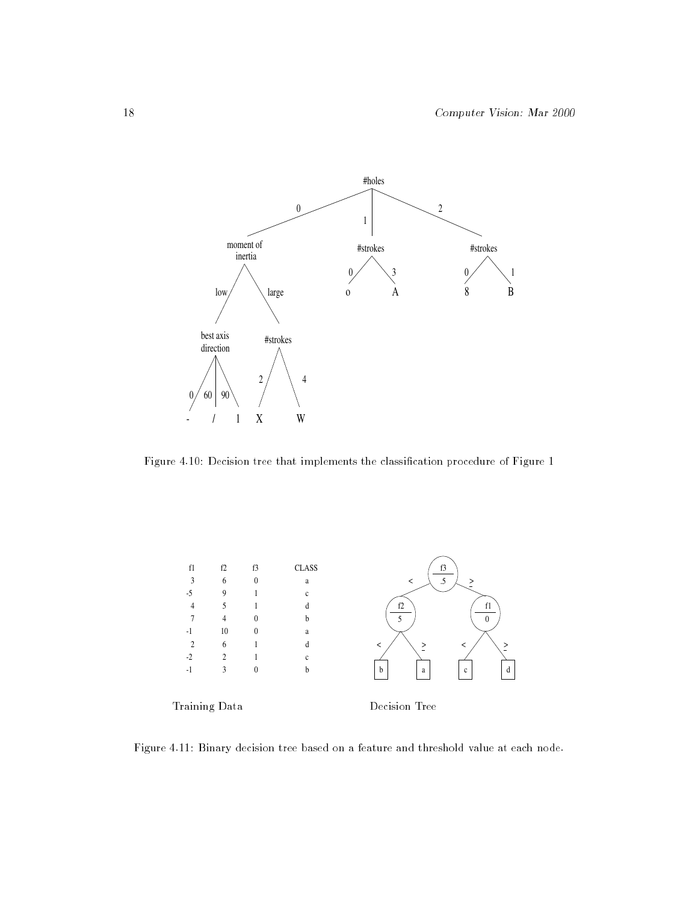Figure 4.10: Decision tree that implements the classification procedure of Figure 1

| f1 | f2 | f3 | CLASS |
|---|---|---|---|
| 3 | 6 | 0 | a |
| -5 | 9 | 1 | c |
| 4 | 5 | 1 | d |
| 7 | 4 | 0 | b |
| -1 | 10 | 0 | a |
| 2 | 6 | 1 | d |
| -2 | 2 | 1 | c |
| -1 | 3 | 0 | b |

Training Data

Decision Tree

Figure 4.11: Binary decision tree based on a feature and threshold value at each node.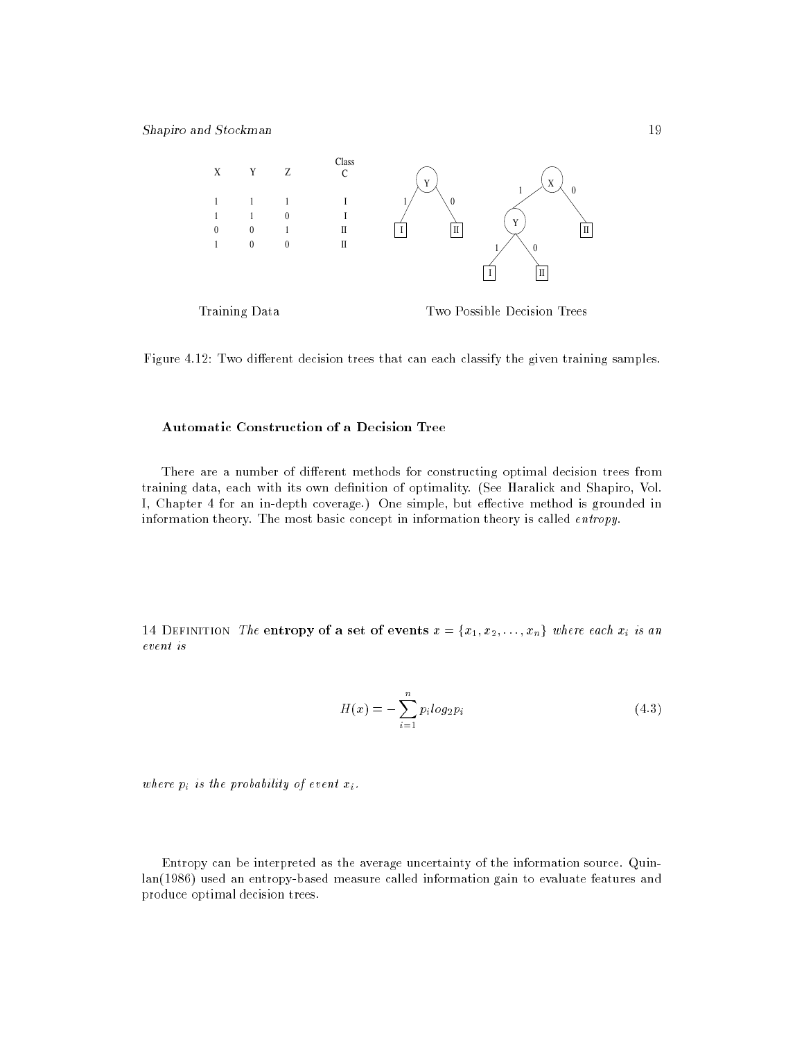| X | Y | Z | Class C |
|---|---|---|---|
| 1 | 1 | 1 | I |
| 1 | 1 | 0 | I |
| 0 | 0 | 1 | II |
| 1 | 0 | 0 | II |

Training Data

Two Possible Decision Trees

Figure 4.12: Two different decision trees that can each classify the given training samples.

### Automatic Construction of a Decision Tree

There are a number of different methods for constructing optimal decision trees from training data, each with its own definition of optimality. (See Haralick and Shapiro, Vol. I, Chapter 4 for an in-depth coverage.) One simple, but effective method is grounded in information theory. The most basic concept in information theory is called *entropy*.

14 Definition *The* **entropy of a set of events** $x = \{x_1, x_2, \ldots, x_n\}$ *where each* $x_i$ *is an event is*

$$H(x) = -\sum_{i=1}^{n} p_i log_2 p_i \tag{4.3}$$

*where* $p_i$ *is the probability of event* $x_i$.

Entropy can be interpreted as the average uncertainty of the information source. Quinlan(1986) used an entropy-based measure called information gain to evaluate features and produce optimal decision trees.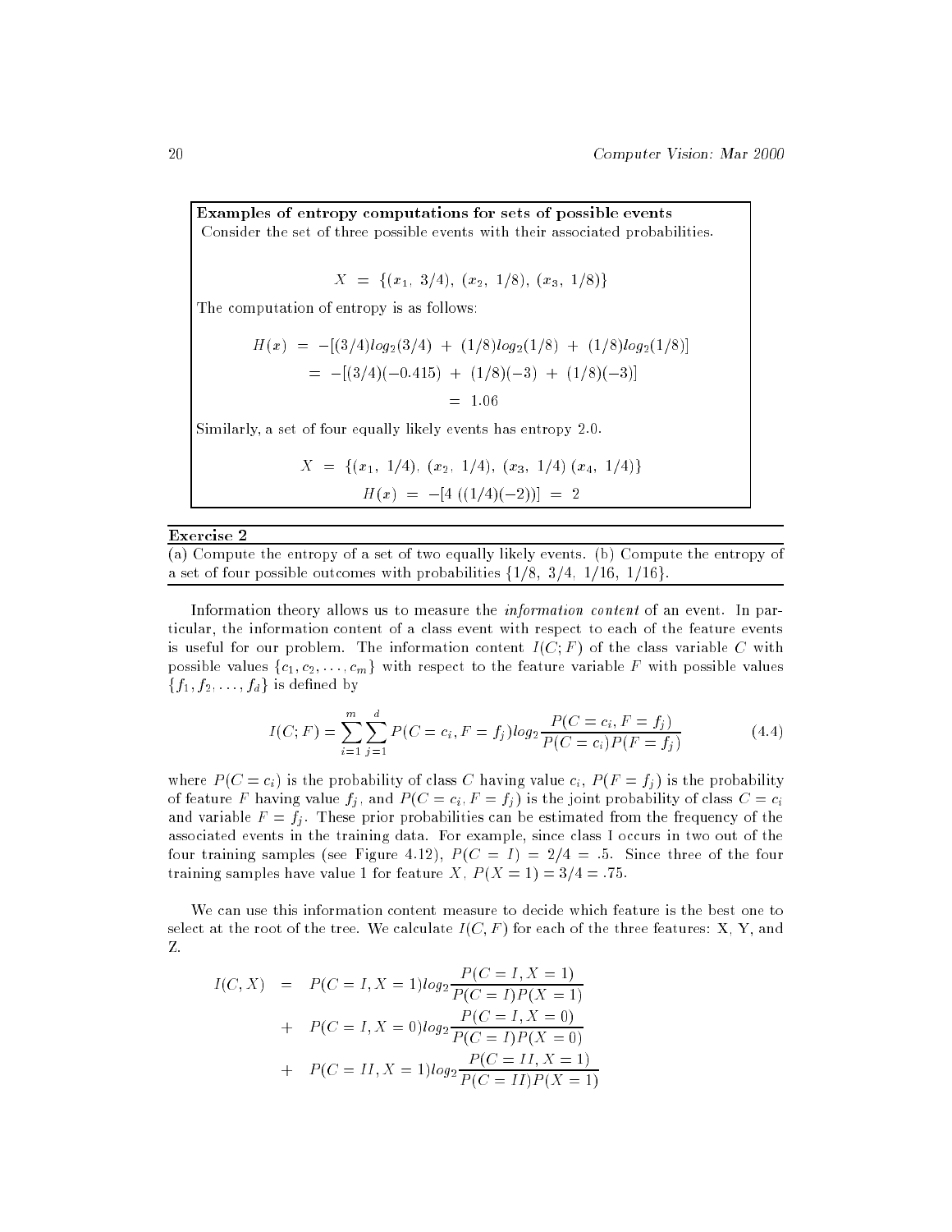**Examples of entropy computations for sets of possible events**

Consider the set of three possible events with their associated probabilities.

$$X = \{(x_1,\ 3/4),\ (x_2,\ 1/8),\ (x_3,\ 1/8)\}$$

The computation of entropy is as follows:

$$\begin{aligned} H(x) &= -[(3/4)log_2(3/4)\ +\ (1/8)log_2(1/8)\ +\ (1/8)log_2(1/8)] \\ &= -[(3/4)(-0.415)\ +\ (1/8)(-3)\ +\ (1/8)(-3)] \\ &= 1.06 \end{aligned}$$

Similarly, a set of four equally likely events has entropy 2.0.

$$X = \{(x_1,\ 1/4),\ (x_2,\ 1/4),\ (x_3,\ 1/4)\ (x_4,\ 1/4)\}$$

$$H(x) = -[4\ ((1/4)(-2))] = 2$$

**Exercise 2**

(a) Compute the entropy of a set of two equally likely events. (b) Compute the entropy of a set of four possible outcomes with probabilities $\{1/8,\ 3/4,\ 1/16,\ 1/16\}$.

Information theory allows us to measure the *information content* of an event. In particular, the information content of a class event with respect to each of the feature events is useful for our problem. The information content $I(C;F)$ of the class variable $C$ with possible values $\{c_1, c_2, \ldots, c_m\}$ with respect to the feature variable $F$ with possible values $\{f_1, f_2, \ldots, f_d\}$ is defined by

$$I(C;F) = \sum_{i=1}^{m}\sum_{j=1}^{d} P(C=c_i, F=f_j) log_2 \frac{P(C=c_i, F=f_j)}{P(C=c_i)P(F=f_j)} \tag{4.4}$$

where $P(C=c_i)$ is the probability of class $C$ having value $c_i$, $P(F=f_j)$ is the probability of feature $F$ having value $f_j$, and $P(C=c_i, F=f_j)$ is the joint probability of class $C=c_i$ and variable $F=f_j$. These prior probabilities can be estimated from the frequency of the associated events in the training data. For example, since class I occurs in two out of the four training samples (see Figure 4.12), $P(C=I) = 2/4 = .5$. Since three of the four training samples have value 1 for feature $X$, $P(X=1) = 3/4 = .75$.

We can use this information content measure to decide which feature is the best one to select at the root of the tree. We calculate $I(C,F)$ for each of the three features: X, Y, and Z.

$$\begin{aligned} I(C,X) &= P(C=I, X=1) log_2 \frac{P(C=I, X=1)}{P(C=I)P(X=1)} \\ &+ P(C=I, X=0) log_2 \frac{P(C=I, X=0)}{P(C=I)P(X=0)} \\ &+ P(C=II, X=1) log_2 \frac{P(C=II, X=1)}{P(C=II)P(X=1)} \end{aligned}$$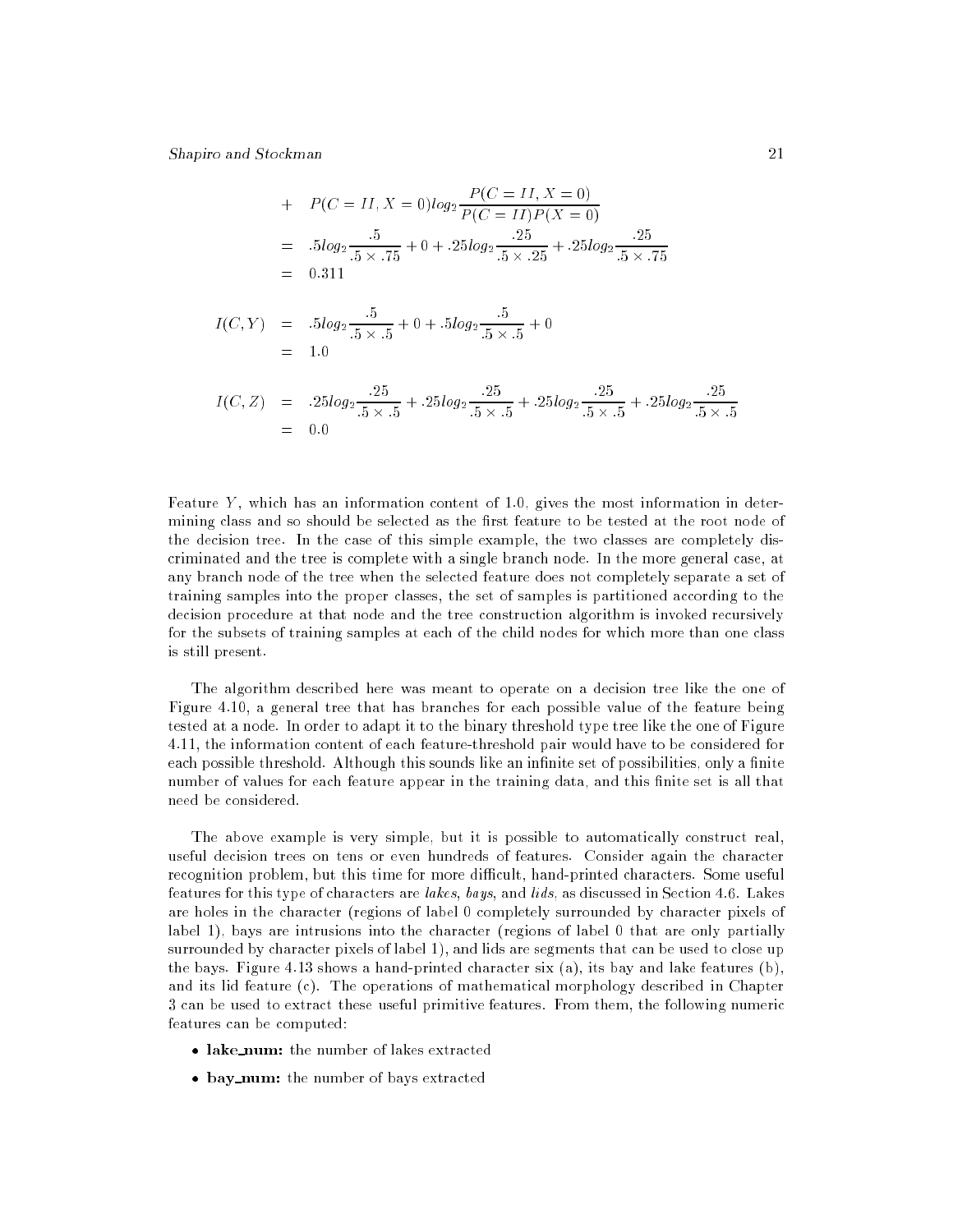$$
\begin{aligned}
&+ \quad P(C=II, X=0)log_2\frac{P(C=II, X=0)}{P(C=II)P(X=0)} \\
&= \quad .5log_2\frac{.5}{.5\times .75} + 0 + .25log_2\frac{.25}{.5\times .25} + .25log_2\frac{.25}{.5\times .75} \\
&= \quad 0.311
\end{aligned}
$$

$$
\begin{aligned}
I(C,Y) &= .5log_2\frac{.5}{.5\times .5} + 0 + .5log_2\frac{.5}{.5\times .5} + 0 \\
&= 1.0
\end{aligned}
$$

$$
\begin{aligned}
I(C,Z) &= .25log_2\frac{.25}{.5\times .5} + .25log_2\frac{.25}{.5\times .5} + .25log_2\frac{.25}{.5\times .5} + .25log_2\frac{.25}{.5\times .5} \\
&= 0.0
\end{aligned}
$$

Feature $Y$, which has an information content of 1.0, gives the most information in determining class and so should be selected as the first feature to be tested at the root node of the decision tree. In the case of this simple example, the two classes are completely discriminated and the tree is complete with a single branch node. In the more general case, at any branch node of the tree when the selected feature does not completely separate a set of training samples into the proper classes, the set of samples is partitioned according to the decision procedure at that node and the tree construction algorithm is invoked recursively for the subsets of training samples at each of the child nodes for which more than one class is still present.

The algorithm described here was meant to operate on a decision tree like the one of Figure 4.10, a general tree that has branches for each possible value of the feature being tested at a node. In order to adapt it to the binary threshold type tree like the one of Figure 4.11, the information content of each feature-threshold pair would have to be considered for each possible threshold. Although this sounds like an infinite set of possibilities, only a finite number of values for each feature appear in the training data, and this finite set is all that need be considered.

The above example is very simple, but it is possible to automatically construct real, useful decision trees on tens or even hundreds of features. Consider again the character recognition problem, but this time for more difficult, hand-printed characters. Some useful features for this type of characters are *lakes*, *bays*, and *lids*, as discussed in Section 4.6. Lakes are holes in the character (regions of label 0 completely surrounded by character pixels of label 1), bays are intrusions into the character (regions of label 0 that are only partially surrounded by character pixels of label 1), and lids are segments that can be used to close up the bays. Figure 4.13 shows a hand-printed character six (a), its bay and lake features (b), and its lid feature (c). The operations of mathematical morphology described in Chapter 3 can be used to extract these useful primitive features. From them, the following numeric features can be computed:

- **lake_num:** the number of lakes extracted
- **bay_num:** the number of bays extracted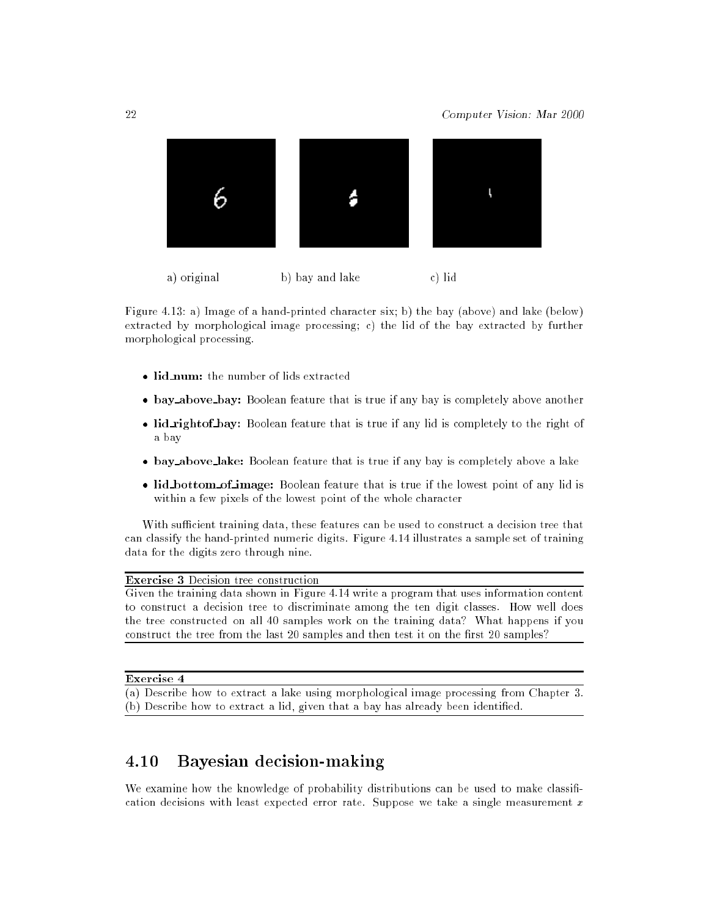a) original b) bay and lake c) lid

Figure 4.13: a) Image of a hand-printed character six; b) the bay (above) and lake (below) extracted by morphological image processing; c) the lid of the bay extracted by further morphological processing.

- **lid_num:** the number of lids extracted
- **bay_above_bay:** Boolean feature that is true if any bay is completely above another
- **lid_rightof_bay:** Boolean feature that is true if any lid is completely to the right of a bay
- **bay_above_lake:** Boolean feature that is true if any bay is completely above a lake
- **lid_bottom_of_image:** Boolean feature that is true if the lowest point of any lid is within a few pixels of the lowest point of the whole character

With sufficient training data, these features can be used to construct a decision tree that can classify the hand-printed numeric digits. Figure 4.14 illustrates a sample set of training data for the digits zero through nine.

**Exercise 3** Decision tree construction

Given the training data shown in Figure 4.14 write a program that uses information content to construct a decision tree to discriminate among the ten digit classes. How well does the tree constructed on all 40 samples work on the training data? What happens if you construct the tree from the last 20 samples and then test it on the first 20 samples?

**Exercise 4**

(a) Describe how to extract a lake using morphological image processing from Chapter 3.
(b) Describe how to extract a lid, given that a bay has already been identified.

## 4.10 Bayesian decision-making

We examine how the knowledge of probability distributions can be used to make classification decisions with least expected error rate. Suppose we take a single measurement $x$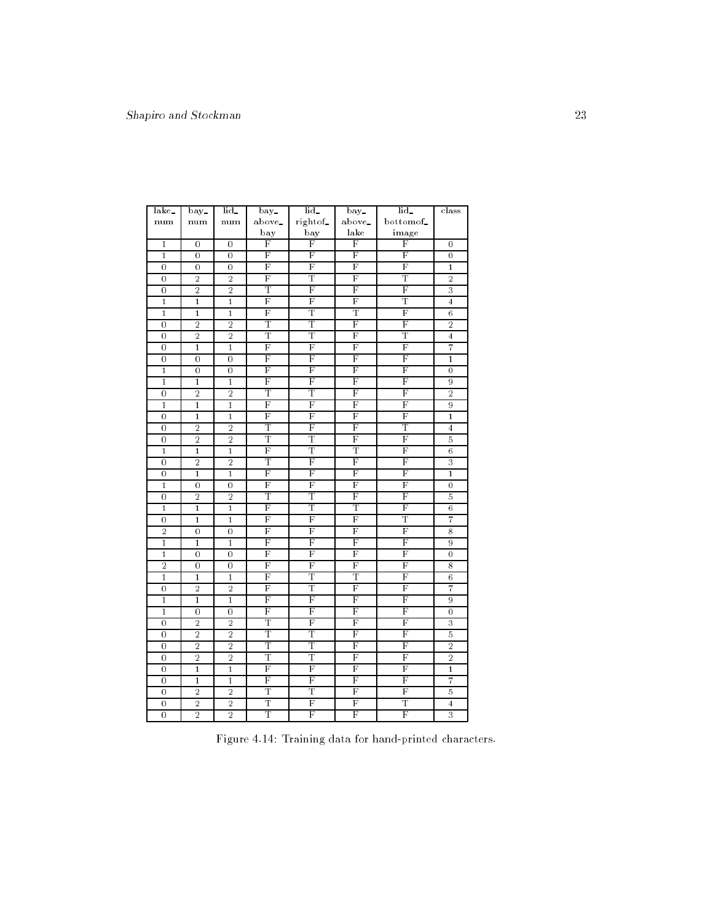| lake_num | bay_num | lid_num | bay_above_bay | lid_rightof_bay | bay_above_lake | lid_bottomof_image | class |
|---|---|---|---|---|---|---|---|
| 1 | 0 | 0 | F | F | F | F | 0 |
| 1 | 0 | 0 | F | F | F | F | 0 |
| 0 | 0 | 0 | F | F | F | F | 1 |
| 0 | 2 | 2 | F | T | F | T | 2 |
| 0 | 2 | 2 | T | F | F | F | 3 |
| 1 | 1 | 1 | F | F | F | T | 4 |
| 1 | 1 | 1 | F | T | T | F | 6 |
| 0 | 2 | 2 | T | T | F | F | 2 |
| 0 | 2 | 2 | T | T | F | T | 4 |
| 0 | 1 | 1 | F | F | F | F | 7 |
| 0 | 0 | 0 | F | F | F | F | 1 |
| 1 | 0 | 0 | F | F | F | F | 0 |
| 1 | 1 | 1 | F | F | F | F | 9 |
| 0 | 2 | 2 | T | T | F | F | 2 |
| 1 | 1 | 1 | F | F | F | F | 9 |
| 0 | 1 | 1 | F | F | F | F | 1 |
| 0 | 2 | 2 | T | F | F | T | 4 |
| 0 | 2 | 2 | T | T | F | F | 5 |
| 1 | 1 | 1 | F | T | T | F | 6 |
| 0 | 2 | 2 | T | F | F | F | 3 |
| 0 | 1 | 1 | F | F | F | F | 1 |
| 1 | 0 | 0 | F | F | F | F | 0 |
| 0 | 2 | 2 | T | T | F | F | 5 |
| 1 | 1 | 1 | F | T | T | F | 6 |
| 0 | 1 | 1 | F | F | F | T | 7 |
| 2 | 0 | 0 | F | F | F | F | 8 |
| 1 | 1 | 1 | F | F | F | F | 9 |
| 1 | 0 | 0 | F | F | F | F | 0 |
| 2 | 0 | 0 | F | F | F | F | 8 |
| 1 | 1 | 1 | F | T | T | F | 6 |
| 0 | 2 | 2 | F | T | F | F | 7 |
| 1 | 1 | 1 | F | F | F | F | 9 |
| 1 | 0 | 0 | F | F | F | F | 0 |
| 0 | 2 | 2 | T | F | F | F | 3 |
| 0 | 2 | 2 | T | T | F | F | 5 |
| 0 | 2 | 2 | T | T | F | F | 2 |
| 0 | 2 | 2 | T | T | F | F | 2 |
| 0 | 1 | 1 | F | F | F | F | 1 |
| 0 | 1 | 1 | F | F | F | F | 7 |
| 0 | 2 | 2 | T | T | F | F | 5 |
| 0 | 2 | 2 | T | F | F | T | 4 |
| 0 | 2 | 2 | T | F | F | F | 3 |

Figure 4.14: Training data for hand-printed characters.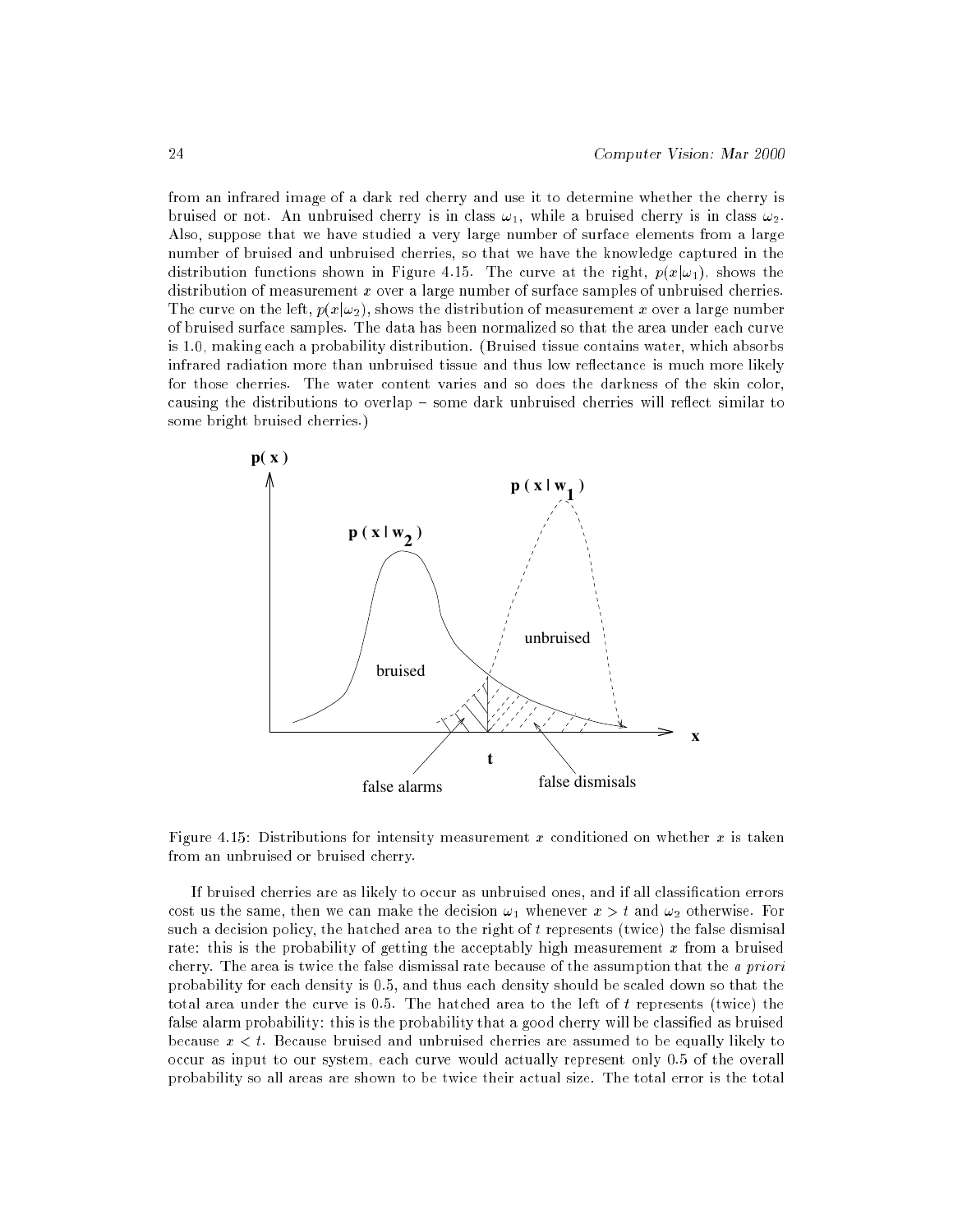from an infrared image of a dark red cherry and use it to determine whether the cherry is bruised or not. An unbruised cherry is in class $\omega_1$, while a bruised cherry is in class $\omega_2$. Also, suppose that we have studied a very large number of surface elements from a large number of bruised and unbruised cherries, so that we have the knowledge captured in the distribution functions shown in Figure 4.15. The curve at the right, $p(x|\omega_1)$, shows the distribution of measurement $x$ over a large number of surface samples of unbruised cherries. The curve on the left, $p(x|\omega_2)$, shows the distribution of measurement $x$ over a large number of bruised surface samples. The data has been normalized so that the area under each curve is 1.0, making each a probability distribution. (Bruised tissue contains water, which absorbs infrared radiation more than unbruised tissue and thus low reflectance is much more likely for those cherries. The water content varies and so does the darkness of the skin color, causing the distributions to overlap – some dark unbruised cherries will reflect similar to some bright bruised cherries.)

Figure 4.15: Distributions for intensity measurement $x$ conditioned on whether $x$ is taken from an unbruised or bruised cherry.

If bruised cherries are as likely to occur as unbruised ones, and if all classification errors cost us the same, then we can make the decision $\omega_1$ whenever $x > t$ and $\omega_2$ otherwise. For such a decision policy, the hatched area to the right of $t$ represents (twice) the false dismisal rate: this is the probability of getting the acceptably high measurement $x$ from a bruised cherry. The area is twice the false dismissal rate because of the assumption that the *a priori* probability for each density is 0.5, and thus each density should be scaled down so that the total area under the curve is 0.5. The hatched area to the left of $t$ represents (twice) the false alarm probability: this is the probability that a good cherry will be classified as bruised because $x < t$. Because bruised and unbruised cherries are assumed to be equally likely to occur as input to our system, each curve would actually represent only 0.5 of the overall probability so all areas are shown to be twice their actual size. The total error is the total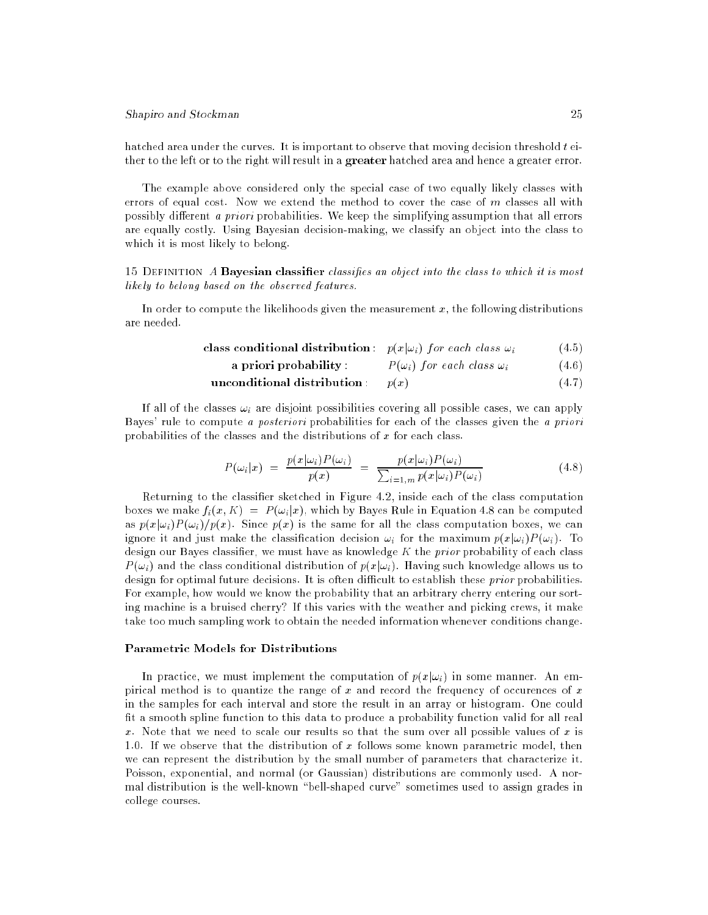hatched area under the curves. It is important to observe that moving decision threshold $t$ either to the left or to the right will result in a **greater** hatched area and hence a greater error.

The example above considered only the special case of two equally likely classes with errors of equal cost. Now we extend the method to cover the case of $m$ classes all with possibly different *a priori* probabilities. We keep the simplifying assumption that all errors are equally costly. Using Bayesian decision-making, we classify an object into the class to which it is most likely to belong.

15 Definition *A* **Bayesian classifier** *classifies an object into the class to which it is most likely to belong based on the observed features.*

In order to compute the likelihoods given the measurement $x$, the following distributions are needed.

$$\textbf{class conditional distribution}: \quad p(x|\omega_i) \; \textit{for each class} \; \omega_i \tag{4.5}$$

$$\textbf{a priori probability}: \quad P(\omega_i) \; \textit{for each class} \; \omega_i \tag{4.6}$$

$$\textbf{unconditional distribution}: \quad p(x) \tag{4.7}$$

If all of the classes $\omega_i$ are disjoint possibilities covering all possible cases, we can apply Bayes' rule to compute *a posteriori* probabilities for each of the classes given the *a priori* probabilities of the classes and the distributions of $x$ for each class.

$$P(\omega_i|x) \; = \; \frac{p(x|\omega_i)P(\omega_i)}{p(x)} \; = \; \frac{p(x|\omega_i)P(\omega_i)}{\sum_{i=1,m} p(x|\omega_i)P(\omega_i)} \tag{4.8}$$

Returning to the classifier sketched in Figure 4.2, inside each of the class computation boxes we make $f_i(x, K) \; = \; P(\omega_i|x)$, which by Bayes Rule in Equation 4.8 can be computed as $p(x|\omega_i)P(\omega_i)/p(x)$. Since $p(x)$ is the same for all the class computation boxes, we can ignore it and just make the classification decision $\omega_i$ for the maximum $p(x|\omega_i)P(\omega_i)$. To design our Bayes classifier, we must have as knowledge $K$ the *prior* probability of each class $P(\omega_i)$ and the class conditional distribution of $p(x|\omega_i)$. Having such knowledge allows us to design for optimal future decisions. It is often difficult to establish these *prior* probabilities. For example, how would we know the probability that an arbitrary cherry entering our sorting machine is a bruised cherry? If this varies with the weather and picking crews, it make take too much sampling work to obtain the needed information whenever conditions change.

### Parametric Models for Distributions

In practice, we must implement the computation of $p(x|\omega_i)$ in some manner. An empirical method is to quantize the range of $x$ and record the frequency of occurences of $x$ in the samples for each interval and store the result in an array or histogram. One could fit a smooth spline function to this data to produce a probability function valid for all real $x$. Note that we need to scale our results so that the sum over all possible values of $x$ is 1.0. If we observe that the distribution of $x$ follows some known parametric model, then we can represent the distribution by the small number of parameters that characterize it. Poisson, exponential, and normal (or Gaussian) distributions are commonly used. A normal distribution is the well-known "bell-shaped curve" sometimes used to assign grades in college courses.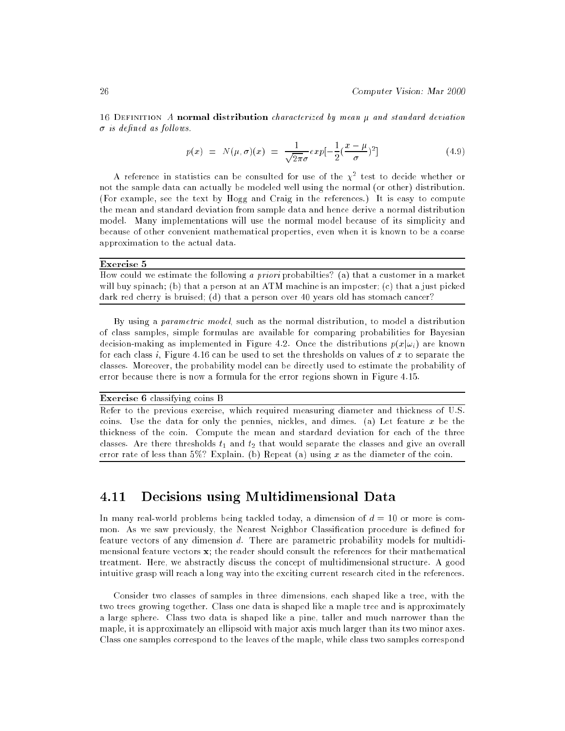16 Definition *A* **normal distribution** *characterized by mean $\mu$ and standard deviation $\sigma$ is defined as follows.*

$$p(x) \;=\; N(\mu,\sigma)(x) \;=\; \frac{1}{\sqrt{2\pi}\sigma} exp[-\frac{1}{2}(\frac{x-\mu}{\sigma})^2] \tag{4.9}$$

A reference in statistics can be consulted for use of the $\chi^2$ test to decide whether or not the sample data can actually be modeled well using the normal (or other) distribution. (For example, see the text by Hogg and Craig in the references.) It is easy to compute the mean and standard deviation from sample data and hence derive a normal distribution model. Many implementations will use the normal model because of its simplicity and because of other convenient mathematical properties, even when it is known to be a coarse approximation to the actual data.

---

**Exercise 5**

How could we estimate the following *a priori* probabilties? (a) that a customer in a market will buy spinach; (b) that a person at an ATM machine is an imposter; (c) that a just picked dark red cherry is bruised; (d) that a person over 40 years old has stomach cancer?

---

By using a *parametric model*, such as the normal distribution, to model a distribution of class samples, simple formulas are available for comparing probabilities for Bayesian decision-making as implemented in Figure 4.2. Once the distributions $p(x|\omega_i)$ are known for each class $i$, Figure 4.16 can be used to set the thresholds on values of $x$ to separate the classes. Moreover, the probability model can be directly used to estimate the probability of error because there is now a formula for the error regions shown in Figure 4.15.

---

**Exercise 6** classifying coins B

Refer to the previous exercise, which required measuring diameter and thickness of U.S. coins. Use the data for only the pennies, nickles, and dimes. (a) Let feature $x$ be the thickness of the coin. Compute the mean and stardard deviation for each of the three classes. Are there thresholds $t_1$ and $t_2$ that would separate the classes and give an overall error rate of less than 5%? Explain. (b) Repeat (a) using $x$ as the diameter of the coin.

---

## 4.11 Decisions using Multidimensional Data

In many real-world problems being tackled today, a dimension of $d = 10$ or more is common. As we saw previously, the Nearest Neighbor Classification procedure is defined for feature vectors of any dimension $d$. There are parametric probability models for multidimensional feature vectors $\mathbf{x}$; the reader should consult the references for their mathematical treatment. Here, we abstractly discuss the concept of multidimensional structure. A good intuitive grasp will reach a long way into the exciting current research cited in the references.

Consider two classes of samples in three dimensions, each shaped like a tree, with the two trees growing together. Class one data is shaped like a maple tree and is approximately a large sphere. Class two data is shaped like a pine, taller and much narrower than the maple, it is approximately an ellipsoid with major axis much larger than its two minor axes. Class one samples correspond to the leaves of the maple, while class two samples correspond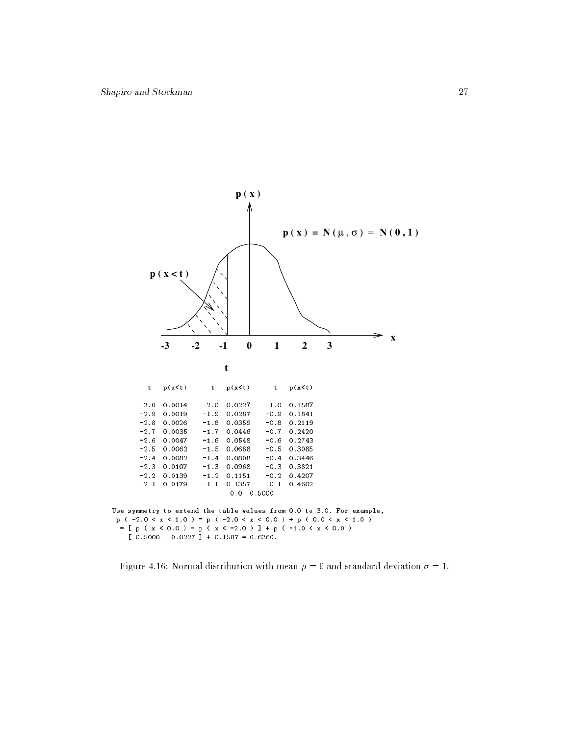$$p(x) = N(\mu, \sigma) = N(0, 1)$$

| t | p(x<t) | t | p(x<t) | t | p(x<t) |
|---|---|---|---|---|---|
| -3.0 | 0.0014 | -2.0 | 0.0227 | -1.0 | 0.1587 |
| -2.9 | 0.0019 | -1.9 | 0.0287 | -0.9 | 0.1841 |
| -2.8 | 0.0026 | -1.8 | 0.0359 | -0.8 | 0.2119 |
| -2.7 | 0.0035 | -1.7 | 0.0446 | -0.7 | 0.2420 |
| -2.6 | 0.0047 | -1.6 | 0.0548 | -0.6 | 0.2743 |
| -2.5 | 0.0062 | -1.5 | 0.0668 | -0.5 | 0.3085 |
| -2.4 | 0.0082 | -1.4 | 0.0808 | -0.4 | 0.3446 |
| -2.3 | 0.0107 | -1.3 | 0.0968 | -0.3 | 0.3821 |
| -2.2 | 0.0139 | -1.2 | 0.1151 | -0.2 | 0.4207 |
| -2.1 | 0.0179 | -1.1 | 0.1357 | -0.1 | 0.4602 |
| | | 0.0 | 0.5000 | | |

```
Use symmetry to extend the table values from 0.0 to 3.0. For example,
 p ( -2.0 < x < 1.0 ) = p ( -2.0 < x < 0.0 ) + p ( 0.0 < x < 1.0 )
  = [ p ( x < 0.0 ) - p ( x < -2.0 ) ] + p ( -1.0 < x < 0.0 )
    [ 0.5000 - 0.0227 ] + 0.1587 = 0.6360.
```

Figure 4.16: Normal distribution with mean $\mu = 0$ and standard deviation $\sigma = 1$.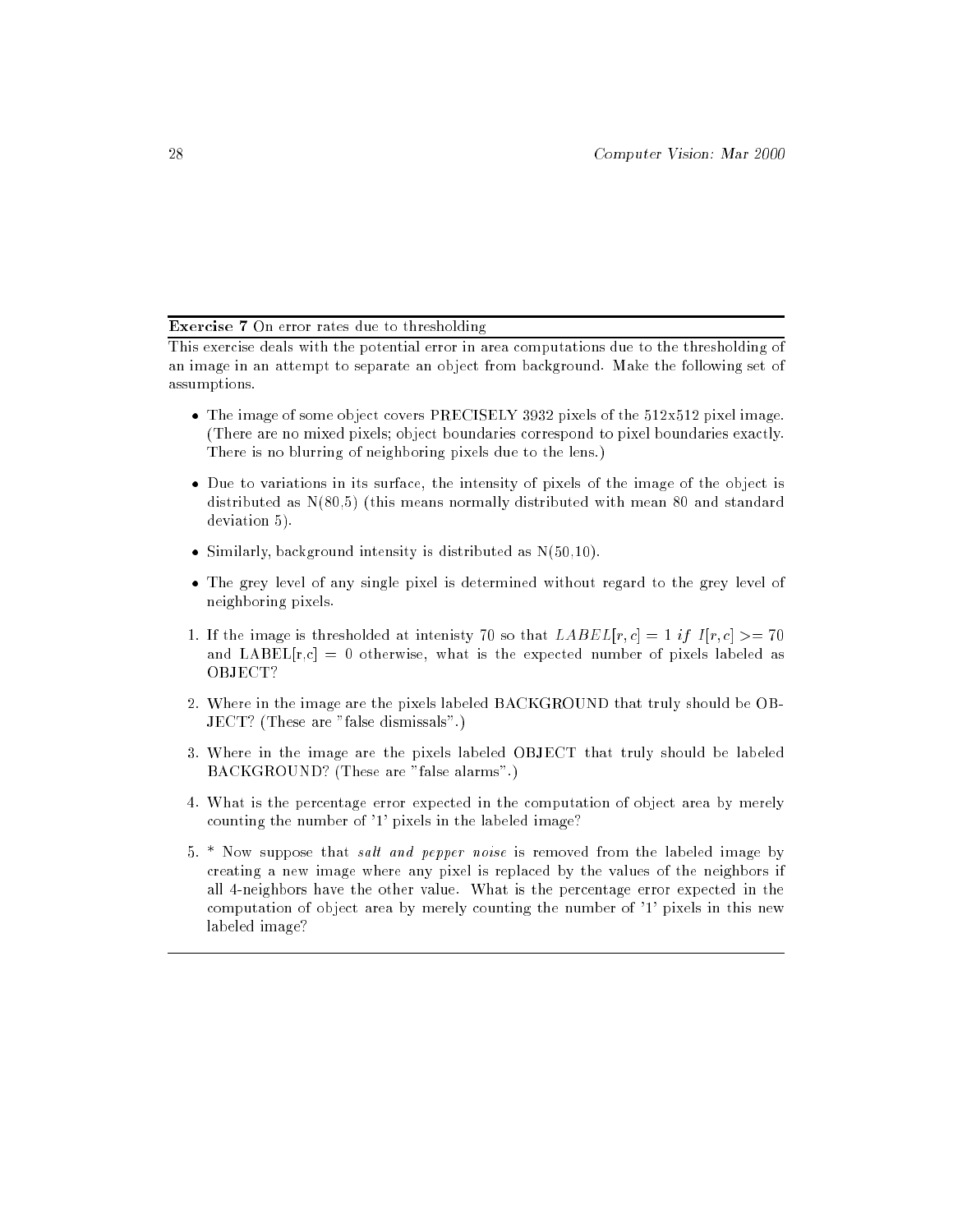**Exercise 7** On error rates due to thresholding

This exercise deals with the potential error in area computations due to the thresholding of an image in an attempt to separate an object from background. Make the following set of assumptions.

- The image of some object covers PRECISELY 3932 pixels of the 512x512 pixel image. (There are no mixed pixels; object boundaries correspond to pixel boundaries exactly. There is no blurring of neighboring pixels due to the lens.)
- Due to variations in its surface, the intensity of pixels of the image of the object is distributed as N(80,5) (this means normally distributed with mean 80 and standard deviation 5).
- Similarly, background intensity is distributed as N(50,10).
- The grey level of any single pixel is determined without regard to the grey level of neighboring pixels.

1. If the image is thresholded at intenisty 70 so that $LABEL[r, c] = 1 \; if \; I[r, c] >= 70$ and LABEL[r,c] = 0 otherwise, what is the expected number of pixels labeled as OBJECT?
2. Where in the image are the pixels labeled BACKGROUND that truly should be OBJECT? (These are "false dismissals".)
3. Where in the image are the pixels labeled OBJECT that truly should be labeled BACKGROUND? (These are "false alarms".)
4. What is the percentage error expected in the computation of object area by merely counting the number of '1' pixels in the labeled image?
5. * Now suppose that *salt and pepper noise* is removed from the labeled image by creating a new image where any pixel is replaced by the values of the neighbors if all 4-neighbors have the other value. What is the percentage error expected in the computation of object area by merely counting the number of '1' pixels in this new labeled image?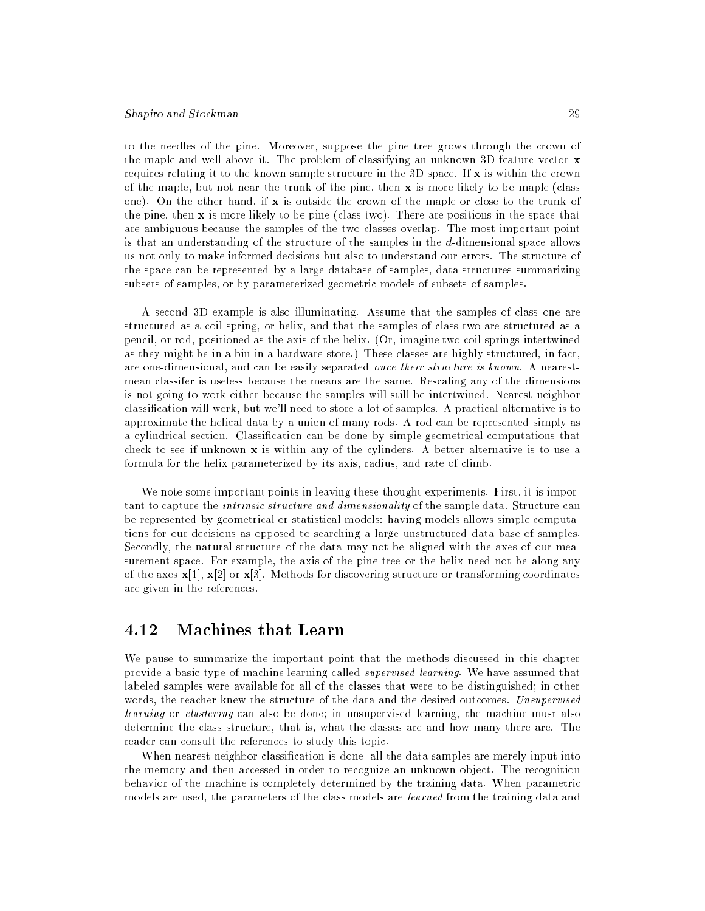to the needles of the pine. Moreover, suppose the pine tree grows through the crown of the maple and well above it. The problem of classifying an unknown 3D feature vector **x** requires relating it to the known sample structure in the 3D space. If **x** is within the crown of the maple, but not near the trunk of the pine, then **x** is more likely to be maple (class one). On the other hand, if **x** is outside the crown of the maple or close to the trunk of the pine, then **x** is more likely to be pine (class two). There are positions in the space that are ambiguous because the samples of the two classes overlap. The most important point is that an understanding of the structure of the samples in the $d$-dimensional space allows us not only to make informed decisions but also to understand our errors. The structure of the space can be represented by a large database of samples, data structures summarizing subsets of samples, or by parameterized geometric models of subsets of samples.

A second 3D example is also illuminating. Assume that the samples of class one are structured as a coil spring, or helix, and that the samples of class two are structured as a pencil, or rod, positioned as the axis of the helix. (Or, imagine two coil springs intertwined as they might be in a bin in a hardware store.) These classes are highly structured, in fact, are one-dimensional, and can be easily separated *once their structure is known*. A nearest-mean classifer is useless because the means are the same. Rescaling any of the dimensions is not going to work either because the samples will still be intertwined. Nearest neighbor classification will work, but we'll need to store a lot of samples. A practical alternative is to approximate the helical data by a union of many rods. A rod can be represented simply as a cylindrical section. Classification can be done by simple geometrical computations that check to see if unknown **x** is within any of the cylinders. A better alternative is to use a formula for the helix parameterized by its axis, radius, and rate of climb.

We note some important points in leaving these thought experiments. First, it is important to capture the *intrinsic structure and dimensionality* of the sample data. Structure can be represented by geometrical or statistical models: having models allows simple computations for our decisions as opposed to searching a large unstructured data base of samples. Secondly, the natural structure of the data may not be aligned with the axes of our measurement space. For example, the axis of the pine tree or the helix need not be along any of the axes $\mathbf{x}[1]$, $\mathbf{x}[2]$ or $\mathbf{x}[3]$. Methods for discovering structure or transforming coordinates are given in the references.

## 4.12 Machines that Learn

We pause to summarize the important point that the methods discussed in this chapter provide a basic type of machine learning called *supervised learning*. We have assumed that labeled samples were available for all of the classes that were to be distinguished; in other words, the teacher knew the structure of the data and the desired outcomes. *Unsupervised learning* or *clustering* can also be done; in unsupervised learning, the machine must also determine the class structure, that is, what the classes are and how many there are. The reader can consult the references to study this topic.

When nearest-neighbor classification is done, all the data samples are merely input into the memory and then accessed in order to recognize an unknown object. The recognition behavior of the machine is completely determined by the training data. When parametric models are used, the parameters of the class models are *learned* from the training data and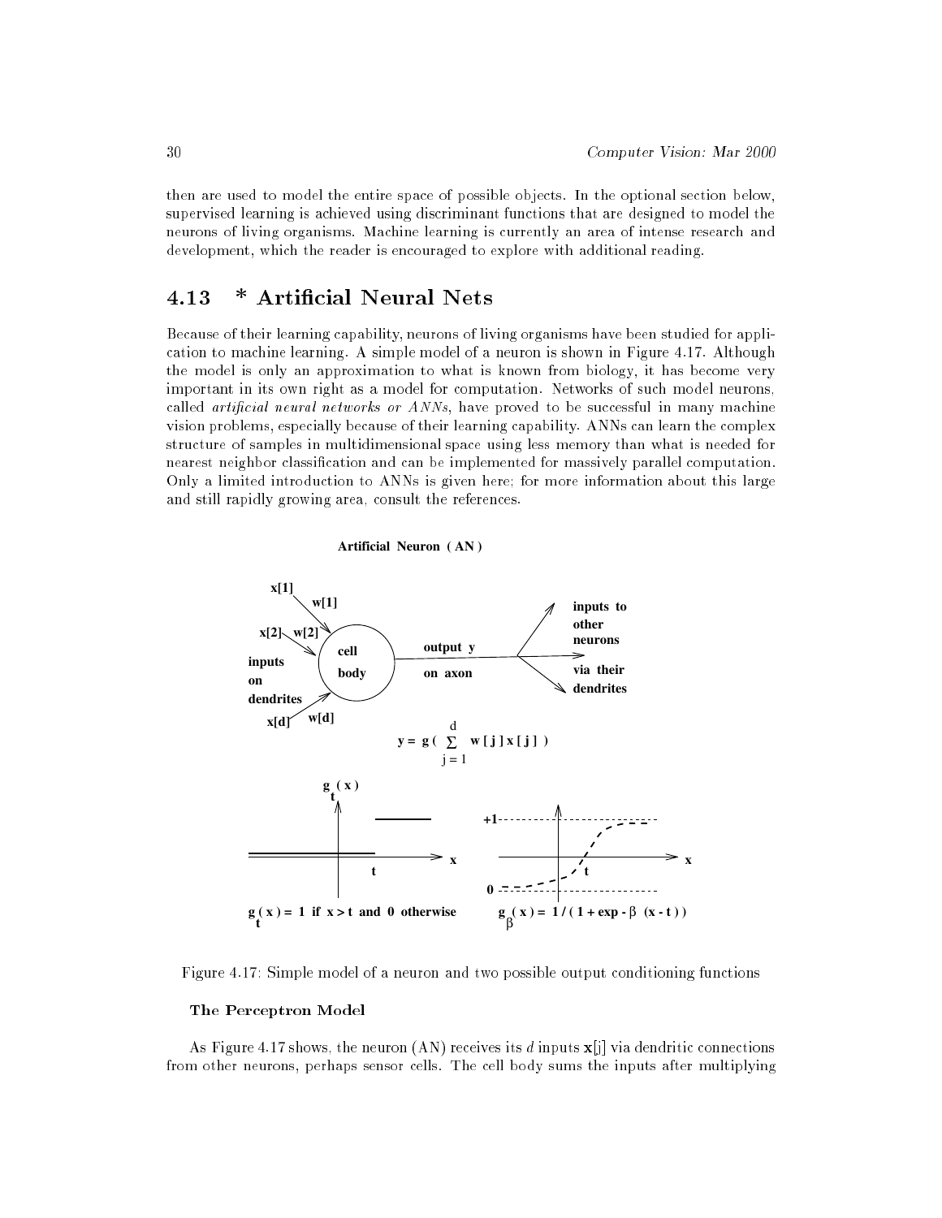then are used to model the entire space of possible objects. In the optional section below, supervised learning is achieved using discriminant functions that are designed to model the neurons of living organisms. Machine learning is currently an area of intense research and development, which the reader is encouraged to explore with additional reading.

## 4.13 * Artificial Neural Nets

Because of their learning capability, neurons of living organisms have been studied for application to machine learning. A simple model of a neuron is shown in Figure 4.17. Although the model is only an approximation to what is known from biology, it has become very important in its own right as a model for computation. Networks of such model neurons, called *artificial neural networks or ANNs*, have proved to be successful in many machine vision problems, especially because of their learning capability. ANNs can learn the complex structure of samples in multidimensional space using less memory than what is needed for nearest neighbor classification and can be implemented for massively parallel computation. Only a limited introduction to ANNs is given here; for more information about this large and still rapidly growing area, consult the references.

**Artificial Neuron ( AN )**

$$y = g\left( \sum_{j=1}^{d} w[j]\,x[j] \right)$$

$g_t(x) = 1$ if $x > t$ and $0$ otherwise

$g_\beta(x) = 1/(1 + \exp{-\beta(x - t)})$

Figure 4.17: Simple model of a neuron and two possible output conditioning functions

### The Perceptron Model

As Figure 4.17 shows, the neuron (AN) receives its $d$ inputs $\mathbf{x}$[j] via dendritic connections from other neurons, perhaps sensor cells. The cell body sums the inputs after multiplying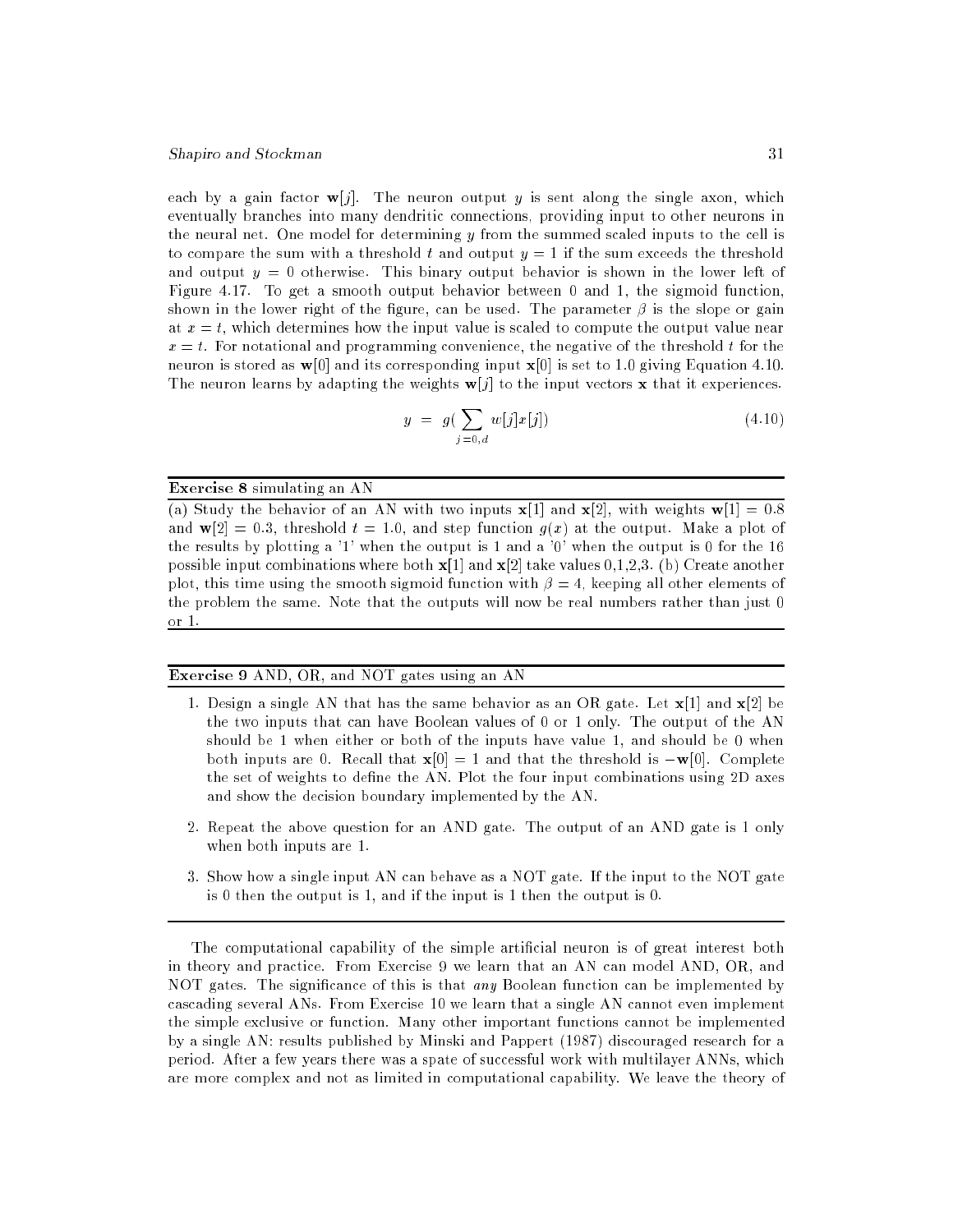each by a gain factor $\mathbf{w}[j]$. The neuron output $y$ is sent along the single axon, which eventually branches into many dendritic connections, providing input to other neurons in the neural net. One model for determining $y$ from the summed scaled inputs to the cell is to compare the sum with a threshold $t$ and output $y = 1$ if the sum exceeds the threshold and output $y = 0$ otherwise. This binary output behavior is shown in the lower left of Figure 4.17. To get a smooth output behavior between 0 and 1, the sigmoid function, shown in the lower right of the figure, can be used. The parameter $\beta$ is the slope or gain at $x = t$, which determines how the input value is scaled to compute the output value near $x = t$. For notational and programming convenience, the negative of the threshold $t$ for the neuron is stored as $\mathbf{w}[0]$ and its corresponding input $\mathbf{x}[0]$ is set to 1.0 giving Equation 4.10. The neuron learns by adapting the weights $\mathbf{w}[j]$ to the input vectors $\mathbf{x}$ that it experiences.

$$y = g\left(\sum_{j=0,d} w[j]x[j]\right) \tag{4.10}$$

---

**Exercise 8** simulating an AN

(a) Study the behavior of an AN with two inputs $\mathbf{x}[1]$ and $\mathbf{x}[2]$, with weights $\mathbf{w}[1] = 0.8$ and $\mathbf{w}[2] = 0.3$, threshold $t = 1.0$, and step function $g(x)$ at the output. Make a plot of the results by plotting a '1' when the output is 1 and a '0' when the output is 0 for the 16 possible input combinations where both $\mathbf{x}[1]$ and $\mathbf{x}[2]$ take values 0,1,2,3. (b) Create another plot, this time using the smooth sigmoid function with $\beta = 4$, keeping all other elements of the problem the same. Note that the outputs will now be real numbers rather than just 0 or 1.

---

**Exercise 9** AND, OR, and NOT gates using an AN

1. Design a single AN that has the same behavior as an OR gate. Let $\mathbf{x}[1]$ and $\mathbf{x}[2]$ be the two inputs that can have Boolean values of 0 or 1 only. The output of the AN should be 1 when either or both of the inputs have value 1, and should be 0 when both inputs are 0. Recall that $\mathbf{x}[0] = 1$ and that the threshold is $-\mathbf{w}[0]$. Complete the set of weights to define the AN. Plot the four input combinations using 2D axes and show the decision boundary implemented by the AN.
2. Repeat the above question for an AND gate. The output of an AND gate is 1 only when both inputs are 1.
3. Show how a single input AN can behave as a NOT gate. If the input to the NOT gate is 0 then the output is 1, and if the input is 1 then the output is 0.

---

The computational capability of the simple artificial neuron is of great interest both in theory and practice. From Exercise 9 we learn that an AN can model AND, OR, and NOT gates. The significance of this is that *any* Boolean function can be implemented by cascading several ANs. From Exercise 10 we learn that a single AN cannot even implement the simple exclusive or function. Many other important functions cannot be implemented by a single AN: results published by Minski and Pappert (1987) discouraged research for a period. After a few years there was a spate of successful work with multilayer ANNs, which are more complex and not as limited in computational capability. We leave the theory of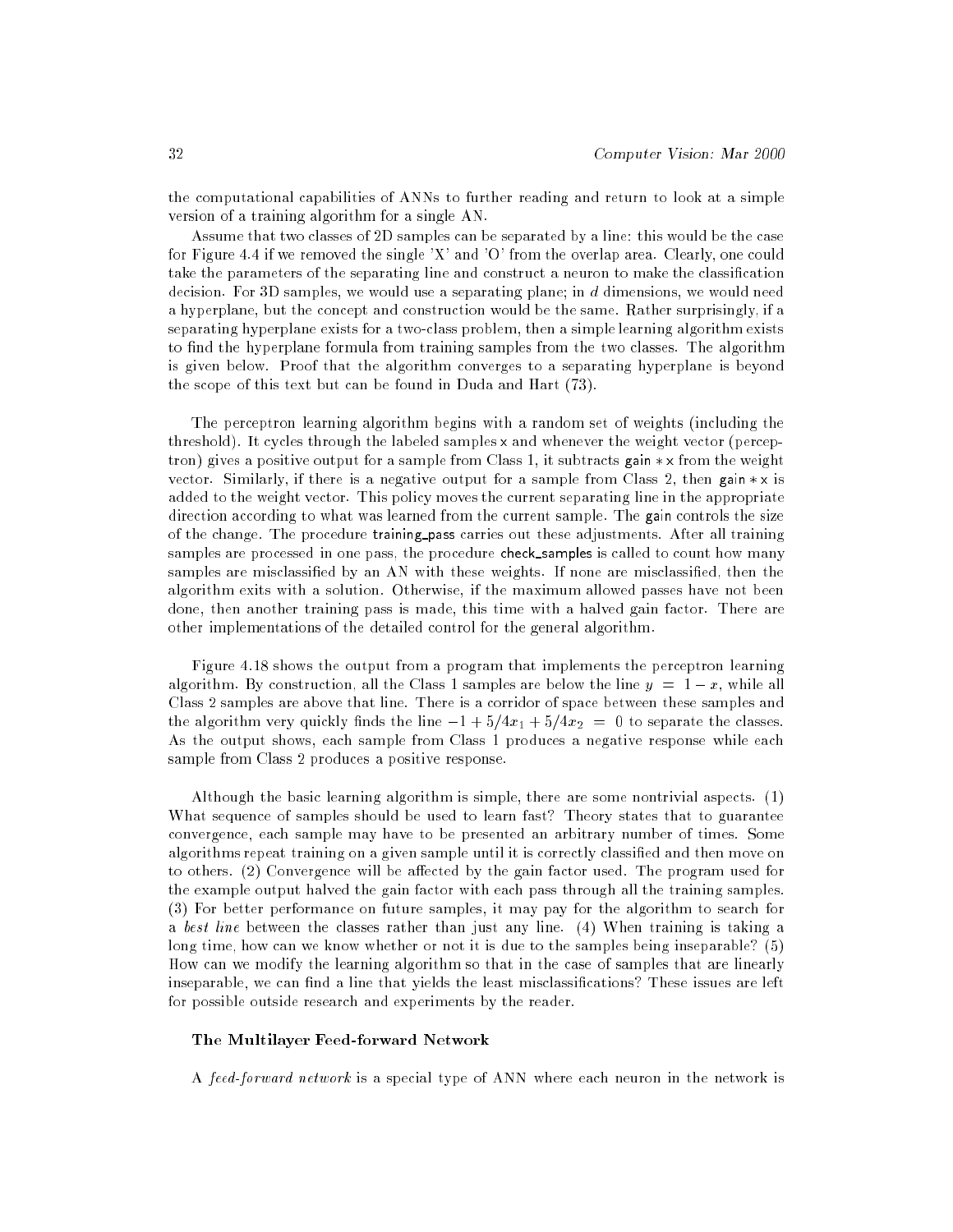the computational capabilities of ANNs to further reading and return to look at a simple version of a training algorithm for a single AN.

Assume that two classes of 2D samples can be separated by a line: this would be the case for Figure 4.4 if we removed the single 'X' and 'O' from the overlap area. Clearly, one could take the parameters of the separating line and construct a neuron to make the classification decision. For 3D samples, we would use a separating plane; in $d$ dimensions, we would need a hyperplane, but the concept and construction would be the same. Rather surprisingly, if a separating hyperplane exists for a two-class problem, then a simple learning algorithm exists to find the hyperplane formula from training samples from the two classes. The algorithm is given below. Proof that the algorithm converges to a separating hyperplane is beyond the scope of this text but can be found in Duda and Hart (73).

The perceptron learning algorithm begins with a random set of weights (including the threshold). It cycles through the labeled samples x and whenever the weight vector (perceptron) gives a positive output for a sample from Class 1, it subtracts gain $*$ x from the weight vector. Similarly, if there is a negative output for a sample from Class 2, then gain $*$ x is added to the weight vector. This policy moves the current separating line in the appropriate direction according to what was learned from the current sample. The gain controls the size of the change. The procedure training_pass carries out these adjustments. After all training samples are processed in one pass, the procedure check_samples is called to count how many samples are misclassified by an AN with these weights. If none are misclassified, then the algorithm exits with a solution. Otherwise, if the maximum allowed passes have not been done, then another training pass is made, this time with a halved gain factor. There are other implementations of the detailed control for the general algorithm.

Figure 4.18 shows the output from a program that implements the perceptron learning algorithm. By construction, all the Class 1 samples are below the line $y = 1 - x$, while all Class 2 samples are above that line. There is a corridor of space between these samples and the algorithm very quickly finds the line $-1 + 5/4x_1 + 5/4x_2 = 0$ to separate the classes. As the output shows, each sample from Class 1 produces a negative response while each sample from Class 2 produces a positive response.

Although the basic learning algorithm is simple, there are some nontrivial aspects. (1) What sequence of samples should be used to learn fast? Theory states that to guarantee convergence, each sample may have to be presented an arbitrary number of times. Some algorithms repeat training on a given sample until it is correctly classified and then move on to others. (2) Convergence will be affected by the gain factor used. The program used for the example output halved the gain factor with each pass through all the training samples. (3) For better performance on future samples, it may pay for the algorithm to search for a *best line* between the classes rather than just any line. (4) When training is taking a long time, how can we know whether or not it is due to the samples being inseparable? (5) How can we modify the learning algorithm so that in the case of samples that are linearly inseparable, we can find a line that yields the least misclassifications? These issues are left for possible outside research and experiments by the reader.

### The Multilayer Feed-forward Network

A *feed-forward network* is a special type of ANN where each neuron in the network is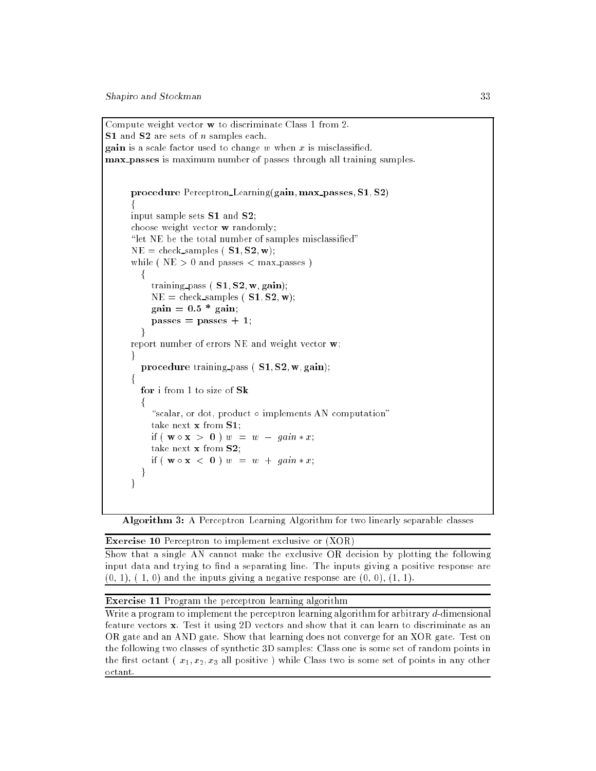```
Compute weight vector w to discriminate Class 1 from 2.
S1 and S2 are sets of n samples each.
gain is a scale factor used to change w when x is misclassified.
max_passes is maximum number of passes through all training samples.


    procedure Perceptron_Learning(gain, max_passes, S1, S2)
    {
    input sample sets S1 and S2;
    choose weight vector w randomly;
    "let NE be the total number of samples misclassified"
    NE = check_samples ( S1, S2, w);
    while ( NE > 0 and passes < max_passes )
      {
        training_pass ( S1, S2, w, gain);
        NE = check_samples ( S1, S2, w);
        gain = 0.5 * gain;
        passes = passes + 1;
      }
    report number of errors NE and weight vector w;
    }
      procedure training_pass ( S1, S2, w, gain);
    {
      for i from 1 to size of Sk
      {
        "scalar, or dot, product ∘ implements AN computation"
        take next x from S1;
        if ( w ∘ x > 0 ) w = w - gain * x;
        take next x from S2;
        if ( w ∘ x < 0 ) w = w + gain * x;
      }
    }
```

**Algorithm 3:** A Perceptron Learning Algorithm for two linearly separable classes

**Exercise 10** Perceptron to implement exclusive or (XOR)

Show that a single AN cannot make the exclusive OR decision by plotting the following input data and trying to find a separating line. The inputs giving a positive response are (0, 1), ( 1, 0) and the inputs giving a negative response are (0, 0), (1, 1).

**Exercise 11** Program the perceptron learning algorithm

Write a program to implement the perceptron learning algorithm for arbitrary $d$-dimensional feature vectors **x**. Test it using 2D vectors and show that it can learn to discriminate as an OR gate and an AND gate. Show that learning does not converge for an XOR gate. Test on the following two classes of synthetic 3D samples: Class one is some set of random points in the first octant ( $x_1, x_2, x_3$ all positive ) while Class two is some set of points in any other octant.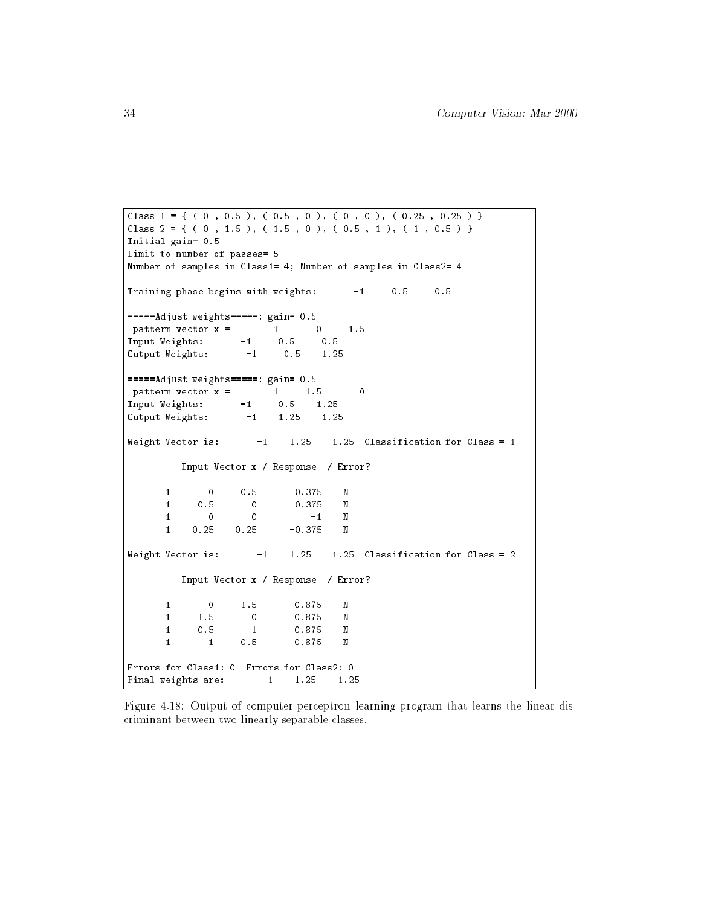```
Class 1 = { ( 0 , 0.5 ), ( 0.5 , 0 ), ( 0 , 0 ), ( 0.25 , 0.25 ) }
Class 2 = { ( 0 , 1.5 ), ( 1.5 , 0 ), ( 0.5 , 1 ), ( 1 , 0.5 ) }
Initial gain= 0.5
Limit to number of passes= 5
Number of samples in Class1= 4; Number of samples in Class2= 4

Training phase begins with weights:       -1     0.5     0.5

=====Adjust weights=====: gain= 0.5
 pattern vector x =        1       0     1.5
Input Weights:       -1     0.5     0.5
Output Weights:       -1     0.5    1.25

=====Adjust weights=====: gain= 0.5
 pattern vector x =        1     1.5       0
Input Weights:       -1     0.5    1.25
Output Weights:       -1    1.25    1.25

Weight Vector is:       -1    1.25    1.25  Classification for Class = 1

         Input Vector x / Response  / Error?

      1       0     0.5      -0.375    N
      1     0.5       0      -0.375    N
      1       0       0          -1    N
      1    0.25    0.25      -0.375    N

Weight Vector is:       -1    1.25    1.25  Classification for Class = 2

         Input Vector x / Response  / Error?

      1       0     1.5       0.875    N
      1     1.5       0       0.875    N
      1     0.5       1       0.875    N
      1       1     0.5       0.875    N

Errors for Class1: 0  Errors for Class2: 0
Final weights are:       -1    1.25    1.25
```

Figure 4.18: Output of computer perceptron learning program that learns the linear discriminant between two linearly separable classes.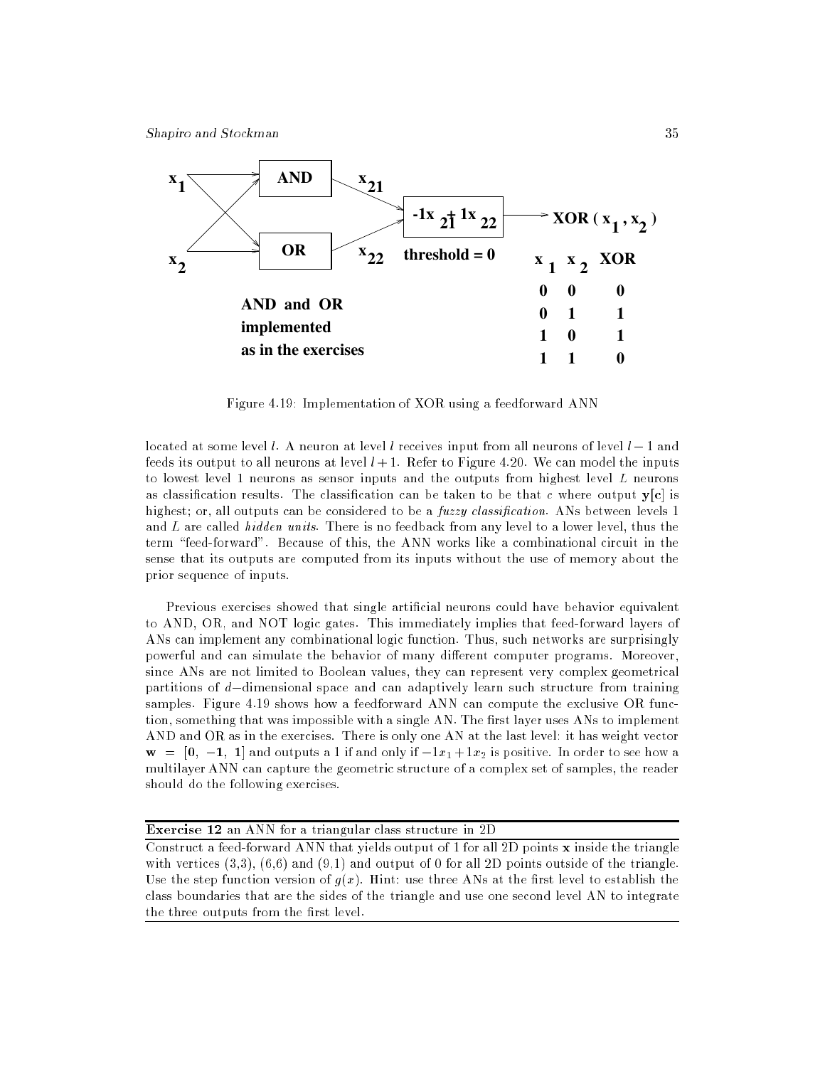| $x_1$ | $x_2$ | XOR |
|---|---|---|
| 0 | 0 | 0 |
| 0 | 1 | 1 |
| 1 | 0 | 1 |
| 1 | 1 | 0 |

Figure 4.19: Implementation of XOR using a feedforward ANN

located at some level $l$. A neuron at level $l$ receives input from all neurons of level $l-1$ and feeds its output to all neurons at level $l+1$. Refer to Figure 4.20. We can model the inputs to lowest level 1 neurons as sensor inputs and the outputs from highest level $L$ neurons as classification results. The classification can be taken to be that $c$ where output $\mathbf{y[c]}$ is highest; or, all outputs can be considered to be a *fuzzy classification*. ANs between levels 1 and $L$ are called *hidden units*. There is no feedback from any level to a lower level, thus the term "feed-forward". Because of this, the ANN works like a combinational circuit in the sense that its outputs are computed from its inputs without the use of memory about the prior sequence of inputs.

Previous exercises showed that single artificial neurons could have behavior equivalent to AND, OR, and NOT logic gates. This immediately implies that feed-forward layers of ANs can implement any combinational logic function. Thus, such networks are surprisingly powerful and can simulate the behavior of many different computer programs. Moreover, since ANs are not limited to Boolean values, they can represent very complex geometrical partitions of $d-$dimensional space and can adaptively learn such structure from training samples. Figure 4.19 shows how a feedforward ANN can compute the exclusive OR function, something that was impossible with a single AN. The first layer uses ANs to implement AND and OR as in the exercises. There is only one AN at the last level: it has weight vector $\mathbf{w} = [\mathbf{0}, \ -\mathbf{1}, \ \mathbf{1}]$ and outputs a 1 if and only if $-1x_1 + 1x_2$ is positive. In order to see how a multilayer ANN can capture the geometric structure of a complex set of samples, the reader should do the following exercises.

**Exercise 12** an ANN for a triangular class structure in 2D

Construct a feed-forward ANN that yields output of 1 for all 2D points $\mathbf{x}$ inside the triangle with vertices (3,3), (6,6) and (9,1) and output of 0 for all 2D points outside of the triangle. Use the step function version of $g(x)$. Hint: use three ANs at the first level to establish the class boundaries that are the sides of the triangle and use one second level AN to integrate the three outputs from the first level.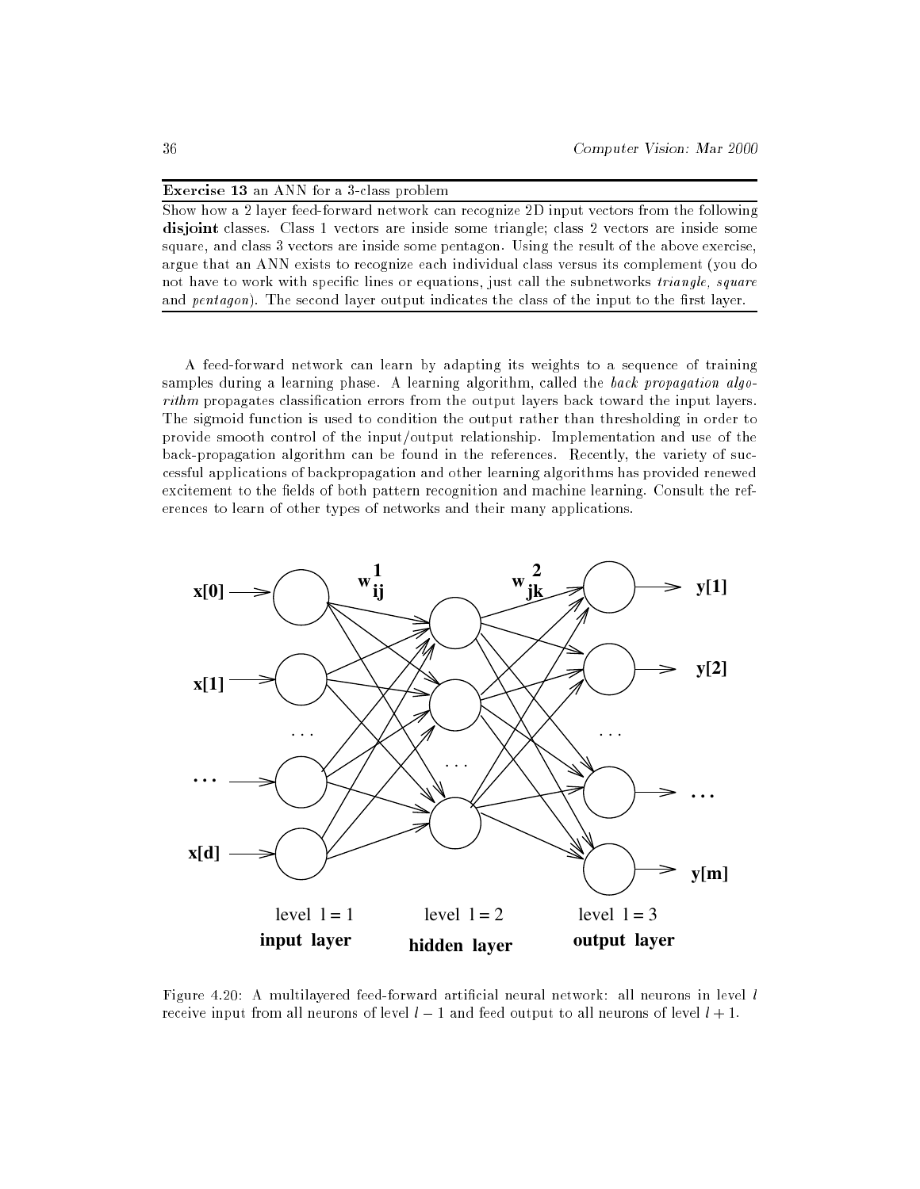**Exercise 13** an ANN for a 3-class problem

Show how a 2 layer feed-forward network can recognize 2D input vectors from the following **disjoint** classes. Class 1 vectors are inside some triangle; class 2 vectors are inside some square, and class 3 vectors are inside some pentagon. Using the result of the above exercise, argue that an ANN exists to recognize each individual class versus its complement (you do not have to work with specific lines or equations, just call the subnetworks *triangle, square* and *pentagon*). The second layer output indicates the class of the input to the first layer.

A feed-forward network can learn by adapting its weights to a sequence of training samples during a learning phase. A learning algorithm, called the *back propagation algorithm* propagates classification errors from the output layers back toward the input layers. The sigmoid function is used to condition the output rather than thresholding in order to provide smooth control of the input/output relationship. Implementation and use of the back-propagation algorithm can be found in the references. Recently, the variety of successful applications of backpropagation and other learning algorithms has provided renewed excitement to the fields of both pattern recognition and machine learning. Consult the references to learn of other types of networks and their many applications.

Figure 4.20: A multilayered feed-forward artificial neural network: all neurons in level $l$ receive input from all neurons of level $l-1$ and feed output to all neurons of level $l+1$.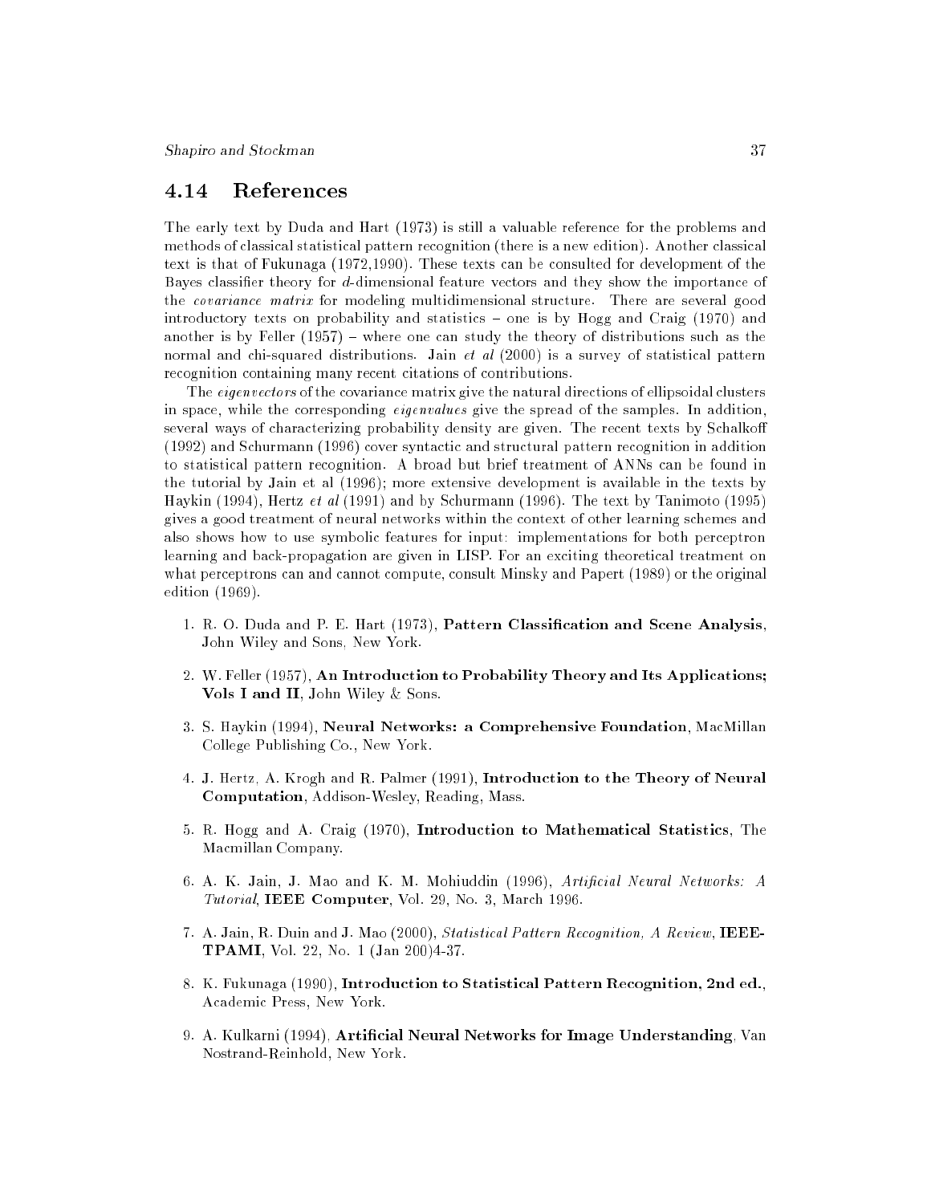## 4.14 References

The early text by Duda and Hart (1973) is still a valuable reference for the problems and methods of classical statistical pattern recognition (there is a new edition). Another classical text is that of Fukunaga (1972,1990). These texts can be consulted for development of the Bayes classifier theory for $d$-dimensional feature vectors and they show the importance of the *covariance matrix* for modeling multidimensional structure. There are several good introductory texts on probability and statistics – one is by Hogg and Craig (1970) and another is by Feller (1957) – where one can study the theory of distributions such as the normal and chi-squared distributions. Jain *et al* (2000) is a survey of statistical pattern recognition containing many recent citations of contributions.

The *eigenvectors* of the covariance matrix give the natural directions of ellipsoidal clusters in space, while the corresponding *eigenvalues* give the spread of the samples. In addition, several ways of characterizing probability density are given. The recent texts by Schalkoff (1992) and Schurmann (1996) cover syntactic and structural pattern recognition in addition to statistical pattern recognition. A broad but brief treatment of ANNs can be found in the tutorial by Jain et al (1996); more extensive development is available in the texts by Haykin (1994), Hertz *et al* (1991) and by Schurmann (1996). The text by Tanimoto (1995) gives a good treatment of neural networks within the context of other learning schemes and also shows how to use symbolic features for input: implementations for both perceptron learning and back-propagation are given in LISP. For an exciting theoretical treatment on what perceptrons can and cannot compute, consult Minsky and Papert (1989) or the original edition (1969).

1. R. O. Duda and P. E. Hart (1973), **Pattern Classification and Scene Analysis**, John Wiley and Sons, New York.

2. W. Feller (1957), **An Introduction to Probability Theory and Its Applications; Vols I and II**, John Wiley & Sons.

3. S. Haykin (1994), **Neural Networks: a Comprehensive Foundation**, MacMillan College Publishing Co., New York.

4. J. Hertz, A. Krogh and R. Palmer (1991), **Introduction to the Theory of Neural Computation**, Addison-Wesley, Reading, Mass.

5. R. Hogg and A. Craig (1970), **Introduction to Mathematical Statistics**, The Macmillan Company.

6. A. K. Jain, J. Mao and K. M. Mohiuddin (1996), *Artificial Neural Networks: A Tutorial*, **IEEE Computer**, Vol. 29, No. 3, March 1996.

7. A. Jain, R. Duin and J. Mao (2000), *Statistical Pattern Recognition, A Review*, **IEEE-TPAMI**, Vol. 22, No. 1 (Jan 200)4-37.

8. K. Fukunaga (1990), **Introduction to Statistical Pattern Recognition, 2nd ed.**, Academic Press, New York.

9. A. Kulkarni (1994), **Artificial Neural Networks for Image Understanding**, Van Nostrand-Reinhold, New York.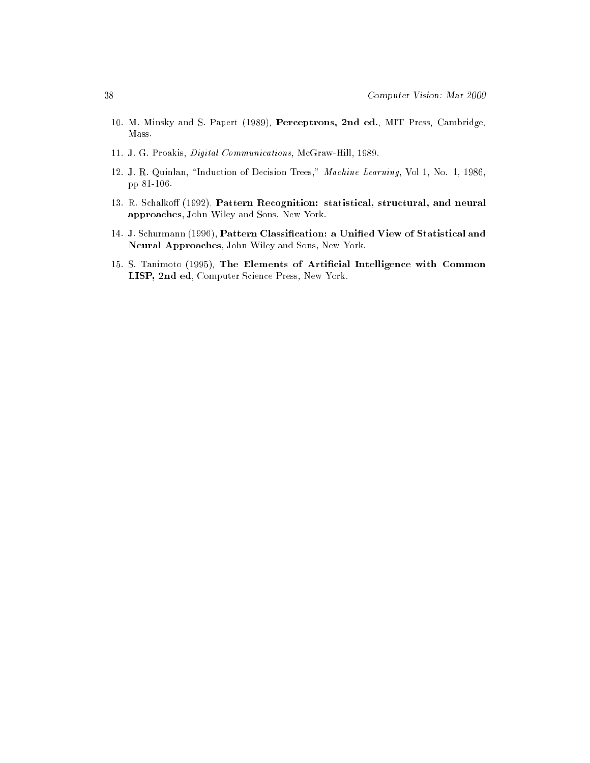10. M. Minsky and S. Papert (1989), **Perceptrons, 2nd ed.**, MIT Press, Cambridge, Mass.

11. J. G. Proakis, *Digital Communications*, McGraw-Hill, 1989.

12. J. R. Quinlan, "Induction of Decision Trees," *Machine Learning*, Vol 1, No. 1, 1986, pp 81-106.

13. R. Schalkoff (1992), **Pattern Recognition: statistical, structural, and neural approaches**, John Wiley and Sons, New York.

14. J. Schurmann (1996), **Pattern Classification: a Unified View of Statistical and Neural Approaches**, John Wiley and Sons, New York.

15. S. Tanimoto (1995), **The Elements of Artificial Intelligence with Common LISP, 2nd ed**, Computer Science Press, New York.